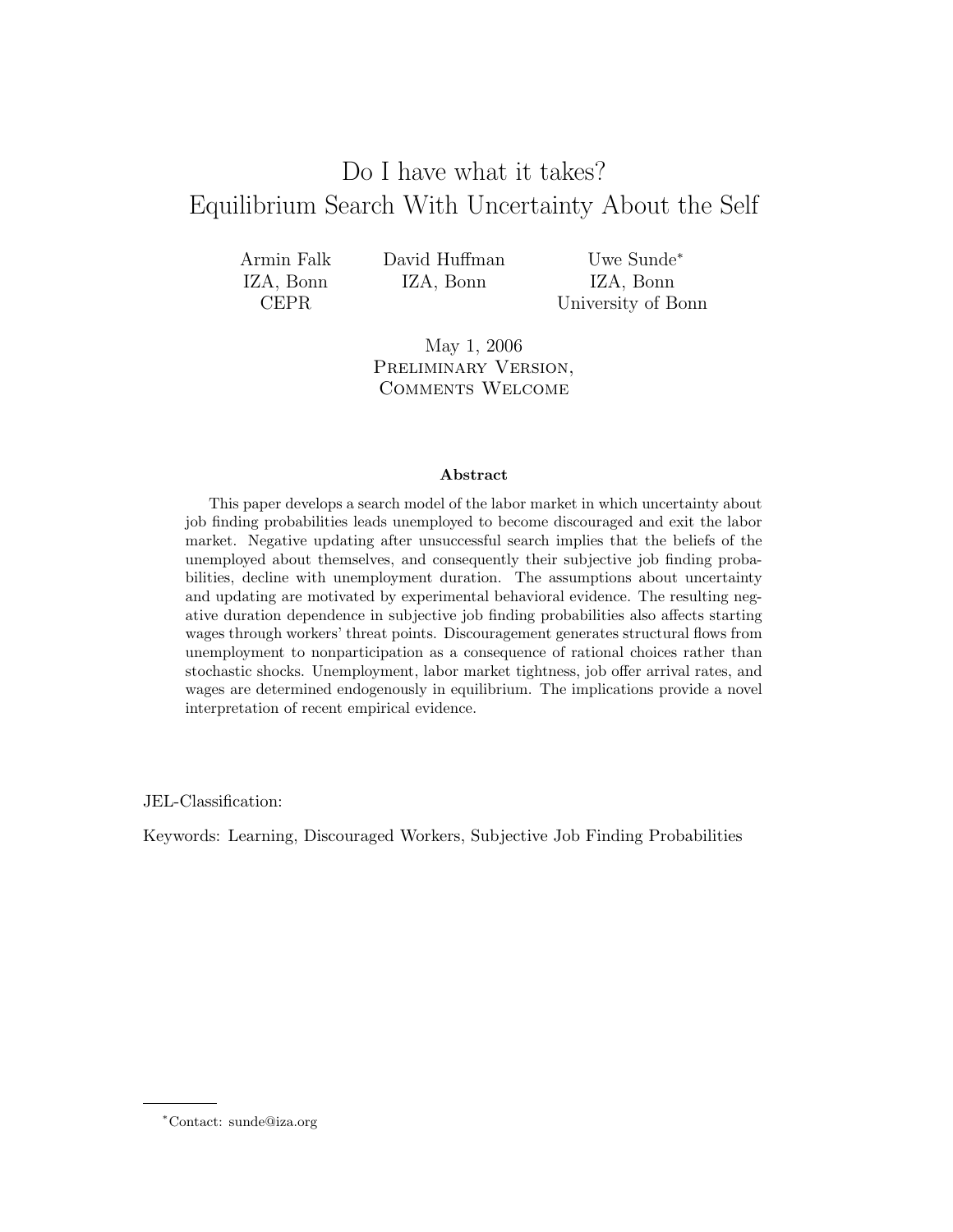# Do I have what it takes?
# Equilibrium Search With Uncertainty About the Self

Armin Falk
IZA, Bonn
CEPR

David Huffman
IZA, Bonn

Uwe Sunde*
IZA, Bonn
University of Bonn

May 1, 2006

Preliminary Version,
Comments Welcome

### Abstract

This paper develops a search model of the labor market in which uncertainty about job finding probabilities leads unemployed to become discouraged and exit the labor market. Negative updating after unsuccessful search implies that the beliefs of the unemployed about themselves, and consequently their subjective job finding probabilities, decline with unemployment duration. The assumptions about uncertainty and updating are motivated by experimental behavioral evidence. The resulting negative duration dependence in subjective job finding probabilities also affects starting wages through workers' threat points. Discouragement generates structural flows from unemployment to nonparticipation as a consequence of rational choices rather than stochastic shocks. Unemployment, labor market tightness, job offer arrival rates, and wages are determined endogenously in equilibrium. The implications provide a novel interpretation of recent empirical evidence.

JEL-Classification:

Keywords: Learning, Discouraged Workers, Subjective Job Finding Probabilities

---

*Contact: sunde@iza.org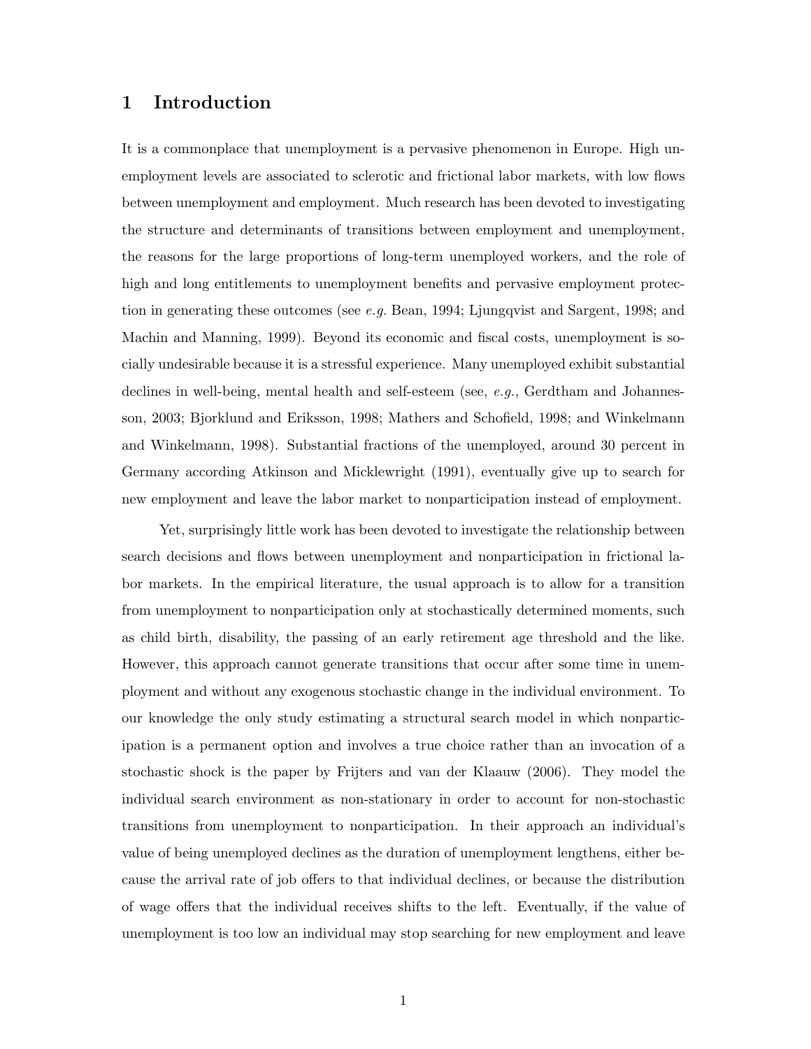# 1 Introduction

It is a commonplace that unemployment is a pervasive phenomenon in Europe. High unemployment levels are associated to sclerotic and frictional labor markets, with low flows between unemployment and employment. Much research has been devoted to investigating the structure and determinants of transitions between employment and unemployment, the reasons for the large proportions of long-term unemployed workers, and the role of high and long entitlements to unemployment benefits and pervasive employment protection in generating these outcomes (see *e.g.* Bean, 1994; Ljungqvist and Sargent, 1998; and Machin and Manning, 1999). Beyond its economic and fiscal costs, unemployment is socially undesirable because it is a stressful experience. Many unemployed exhibit substantial declines in well-being, mental health and self-esteem (see, *e.g.*, Gerdtham and Johannesson, 2003; Bjorklund and Eriksson, 1998; Mathers and Schofield, 1998; and Winkelmann and Winkelmann, 1998). Substantial fractions of the unemployed, around 30 percent in Germany according Atkinson and Micklewright (1991), eventually give up to search for new employment and leave the labor market to nonparticipation instead of employment.

Yet, surprisingly little work has been devoted to investigate the relationship between search decisions and flows between unemployment and nonparticipation in frictional labor markets. In the empirical literature, the usual approach is to allow for a transition from unemployment to nonparticipation only at stochastically determined moments, such as child birth, disability, the passing of an early retirement age threshold and the like. However, this approach cannot generate transitions that occur after some time in unemployment and without any exogenous stochastic change in the individual environment. To our knowledge the only study estimating a structural search model in which nonparticipation is a permanent option and involves a true choice rather than an invocation of a stochastic shock is the paper by Frijters and van der Klaauw (2006). They model the individual search environment as non-stationary in order to account for non-stochastic transitions from unemployment to nonparticipation. In their approach an individual's value of being unemployed declines as the duration of unemployment lengthens, either because the arrival rate of job offers to that individual declines, or because the distribution of wage offers that the individual receives shifts to the left. Eventually, if the value of unemployment is too low an individual may stop searching for new employment and leave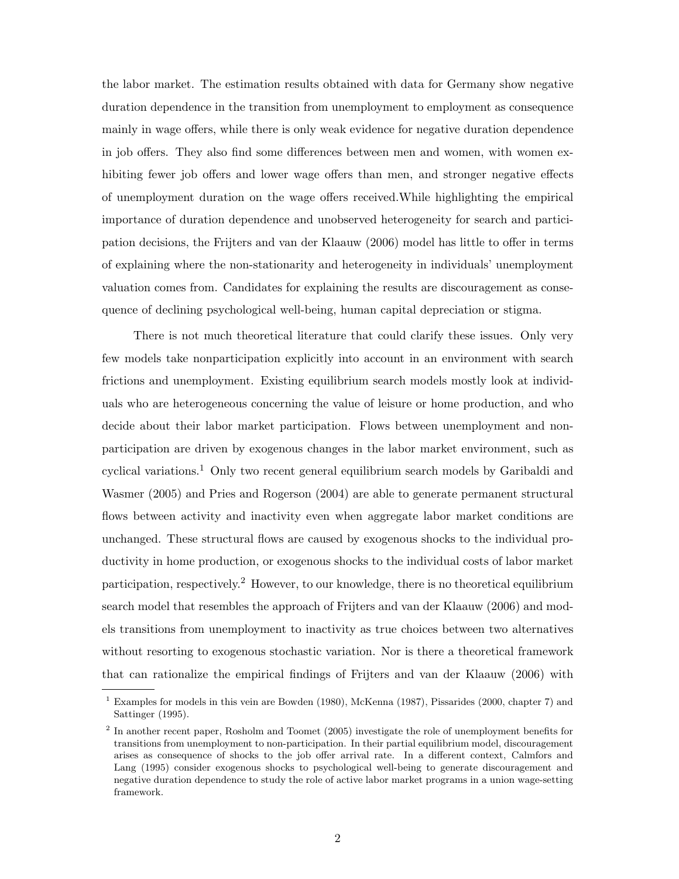the labor market. The estimation results obtained with data for Germany show negative duration dependence in the transition from unemployment to employment as consequence mainly in wage offers, while there is only weak evidence for negative duration dependence in job offers. They also find some differences between men and women, with women exhibiting fewer job offers and lower wage offers than men, and stronger negative effects of unemployment duration on the wage offers received.While highlighting the empirical importance of duration dependence and unobserved heterogeneity for search and participation decisions, the Frijters and van der Klaauw (2006) model has little to offer in terms of explaining where the non-stationarity and heterogeneity in individuals' unemployment valuation comes from. Candidates for explaining the results are discouragement as consequence of declining psychological well-being, human capital depreciation or stigma.

There is not much theoretical literature that could clarify these issues. Only very few models take nonparticipation explicitly into account in an environment with search frictions and unemployment. Existing equilibrium search models mostly look at individuals who are heterogeneous concerning the value of leisure or home production, and who decide about their labor market participation. Flows between unemployment and nonparticipation are driven by exogenous changes in the labor market environment, such as cyclical variations.[1] Only two recent general equilibrium search models by Garibaldi and Wasmer (2005) and Pries and Rogerson (2004) are able to generate permanent structural flows between activity and inactivity even when aggregate labor market conditions are unchanged. These structural flows are caused by exogenous shocks to the individual productivity in home production, or exogenous shocks to the individual costs of labor market participation, respectively.[2] However, to our knowledge, there is no theoretical equilibrium search model that resembles the approach of Frijters and van der Klaauw (2006) and models transitions from unemployment to inactivity as true choices between two alternatives without resorting to exogenous stochastic variation. Nor is there a theoretical framework that can rationalize the empirical findings of Frijters and van der Klaauw (2006) with

[1] Examples for models in this vein are Bowden (1980), McKenna (1987), Pissarides (2000, chapter 7) and Sattinger (1995).

[2] In another recent paper, Rosholm and Toomet (2005) investigate the role of unemployment benefits for transitions from unemployment to non-participation. In their partial equilibrium model, discouragement arises as consequence of shocks to the job offer arrival rate. In a different context, Calmfors and Lang (1995) consider exogenous shocks to psychological well-being to generate discouragement and negative duration dependence to study the role of active labor market programs in a union wage-setting framework.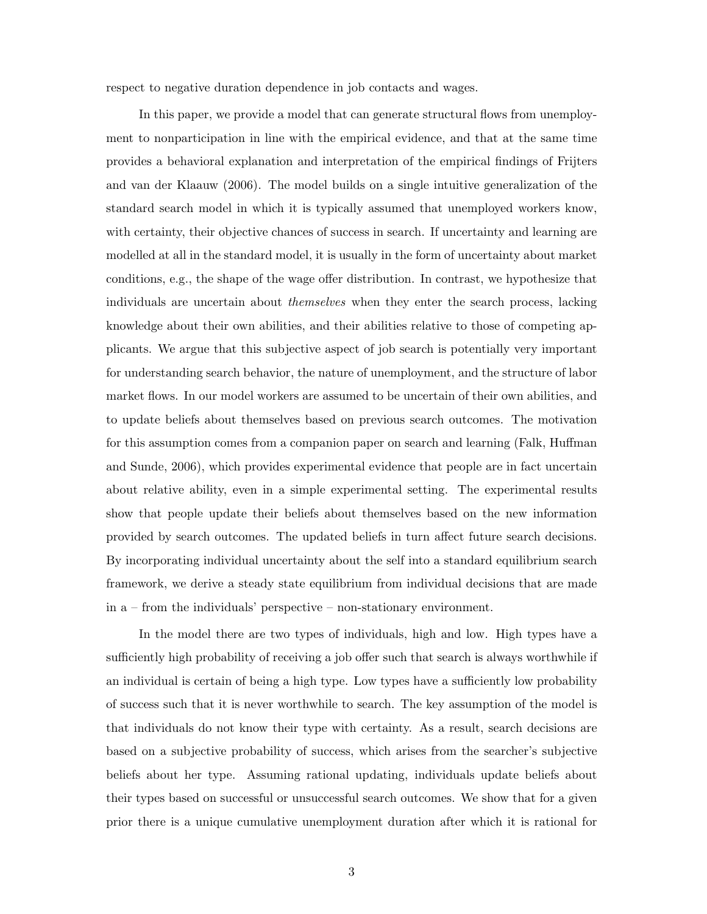respect to negative duration dependence in job contacts and wages.

In this paper, we provide a model that can generate structural flows from unemployment to nonparticipation in line with the empirical evidence, and that at the same time provides a behavioral explanation and interpretation of the empirical findings of Frijters and van der Klaauw (2006). The model builds on a single intuitive generalization of the standard search model in which it is typically assumed that unemployed workers know, with certainty, their objective chances of success in search. If uncertainty and learning are modelled at all in the standard model, it is usually in the form of uncertainty about market conditions, e.g., the shape of the wage offer distribution. In contrast, we hypothesize that individuals are uncertain about *themselves* when they enter the search process, lacking knowledge about their own abilities, and their abilities relative to those of competing applicants. We argue that this subjective aspect of job search is potentially very important for understanding search behavior, the nature of unemployment, and the structure of labor market flows. In our model workers are assumed to be uncertain of their own abilities, and to update beliefs about themselves based on previous search outcomes. The motivation for this assumption comes from a companion paper on search and learning (Falk, Huffman and Sunde, 2006), which provides experimental evidence that people are in fact uncertain about relative ability, even in a simple experimental setting. The experimental results show that people update their beliefs about themselves based on the new information provided by search outcomes. The updated beliefs in turn affect future search decisions. By incorporating individual uncertainty about the self into a standard equilibrium search framework, we derive a steady state equilibrium from individual decisions that are made in a – from the individuals' perspective – non-stationary environment.

In the model there are two types of individuals, high and low. High types have a sufficiently high probability of receiving a job offer such that search is always worthwhile if an individual is certain of being a high type. Low types have a sufficiently low probability of success such that it is never worthwhile to search. The key assumption of the model is that individuals do not know their type with certainty. As a result, search decisions are based on a subjective probability of success, which arises from the searcher's subjective beliefs about her type. Assuming rational updating, individuals update beliefs about their types based on successful or unsuccessful search outcomes. We show that for a given prior there is a unique cumulative unemployment duration after which it is rational for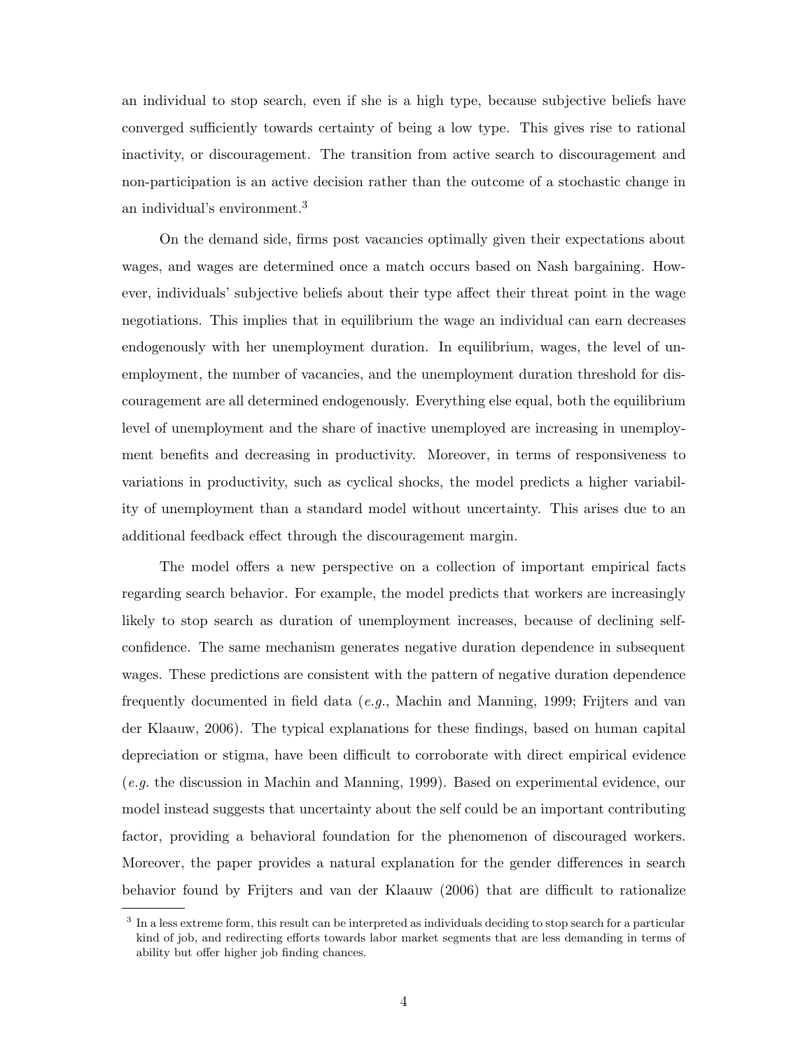an individual to stop search, even if she is a high type, because subjective beliefs have converged sufficiently towards certainty of being a low type. This gives rise to rational inactivity, or discouragement. The transition from active search to discouragement and non-participation is an active decision rather than the outcome of a stochastic change in an individual's environment.[3]

On the demand side, firms post vacancies optimally given their expectations about wages, and wages are determined once a match occurs based on Nash bargaining. However, individuals' subjective beliefs about their type affect their threat point in the wage negotiations. This implies that in equilibrium the wage an individual can earn decreases endogenously with her unemployment duration. In equilibrium, wages, the level of unemployment, the number of vacancies, and the unemployment duration threshold for discouragement are all determined endogenously. Everything else equal, both the equilibrium level of unemployment and the share of inactive unemployed are increasing in unemployment benefits and decreasing in productivity. Moreover, in terms of responsiveness to variations in productivity, such as cyclical shocks, the model predicts a higher variability of unemployment than a standard model without uncertainty. This arises due to an additional feedback effect through the discouragement margin.

The model offers a new perspective on a collection of important empirical facts regarding search behavior. For example, the model predicts that workers are increasingly likely to stop search as duration of unemployment increases, because of declining self-confidence. The same mechanism generates negative duration dependence in subsequent wages. These predictions are consistent with the pattern of negative duration dependence frequently documented in field data (*e.g.*, Machin and Manning, 1999; Frijters and van der Klaauw, 2006). The typical explanations for these findings, based on human capital depreciation or stigma, have been difficult to corroborate with direct empirical evidence (*e.g.* the discussion in Machin and Manning, 1999). Based on experimental evidence, our model instead suggests that uncertainty about the self could be an important contributing factor, providing a behavioral foundation for the phenomenon of discouraged workers. Moreover, the paper provides a natural explanation for the gender differences in search behavior found by Frijters and van der Klaauw (2006) that are difficult to rationalize

[3] In a less extreme form, this result can be interpreted as individuals deciding to stop search for a particular kind of job, and redirecting efforts towards labor market segments that are less demanding in terms of ability but offer higher job finding chances.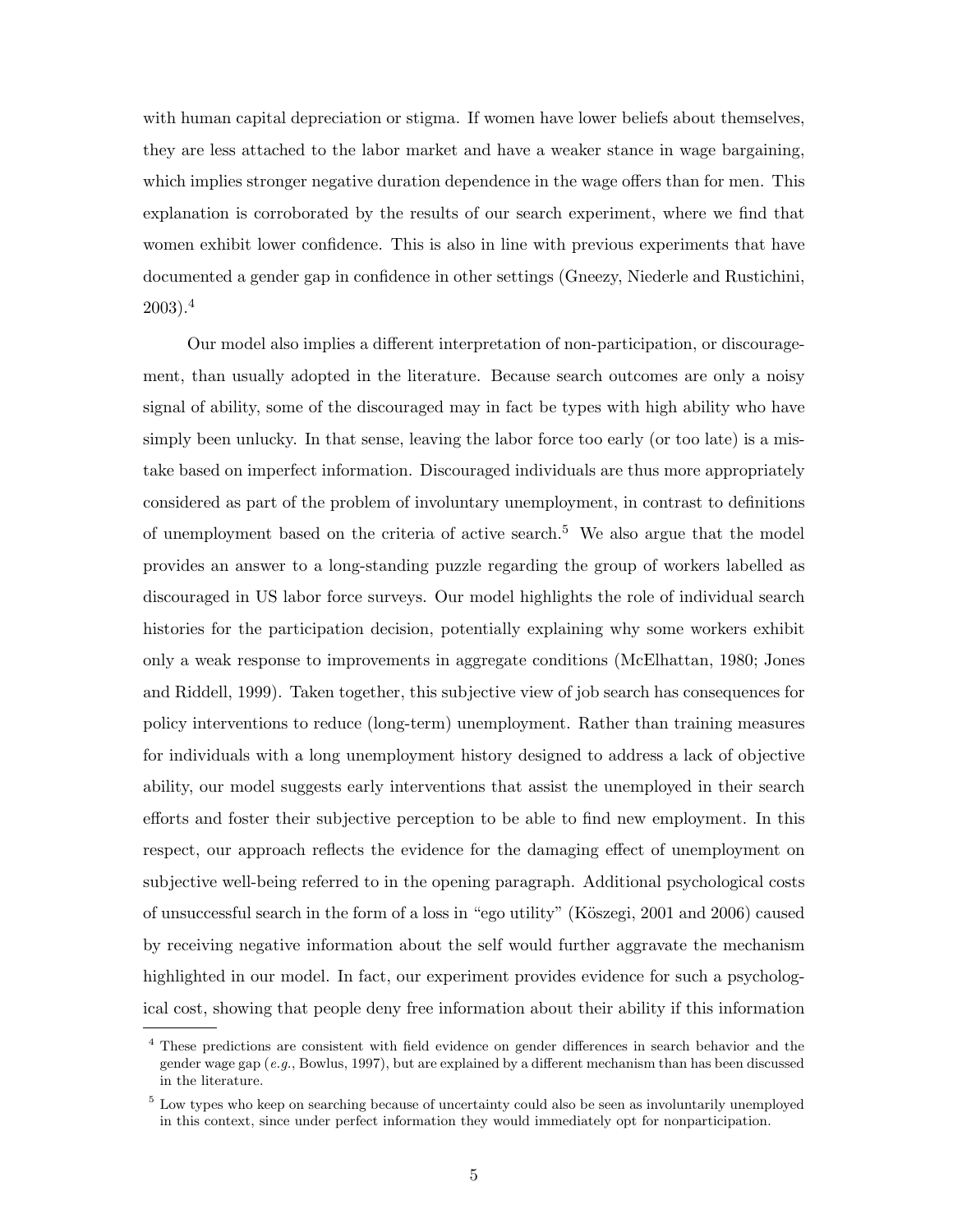with human capital depreciation or stigma. If women have lower beliefs about themselves, they are less attached to the labor market and have a weaker stance in wage bargaining, which implies stronger negative duration dependence in the wage offers than for men. This explanation is corroborated by the results of our search experiment, where we find that women exhibit lower confidence. This is also in line with previous experiments that have documented a gender gap in confidence in other settings (Gneezy, Niederle and Rustichini, 2003).[4]

Our model also implies a different interpretation of non-participation, or discouragement, than usually adopted in the literature. Because search outcomes are only a noisy signal of ability, some of the discouraged may in fact be types with high ability who have simply been unlucky. In that sense, leaving the labor force too early (or too late) is a mistake based on imperfect information. Discouraged individuals are thus more appropriately considered as part of the problem of involuntary unemployment, in contrast to definitions of unemployment based on the criteria of active search.[5] We also argue that the model provides an answer to a long-standing puzzle regarding the group of workers labelled as discouraged in US labor force surveys. Our model highlights the role of individual search histories for the participation decision, potentially explaining why some workers exhibit only a weak response to improvements in aggregate conditions (McElhattan, 1980; Jones and Riddell, 1999). Taken together, this subjective view of job search has consequences for policy interventions to reduce (long-term) unemployment. Rather than training measures for individuals with a long unemployment history designed to address a lack of objective ability, our model suggests early interventions that assist the unemployed in their search efforts and foster their subjective perception to be able to find new employment. In this respect, our approach reflects the evidence for the damaging effect of unemployment on subjective well-being referred to in the opening paragraph. Additional psychological costs of unsuccessful search in the form of a loss in "ego utility" (Köszegi, 2001 and 2006) caused by receiving negative information about the self would further aggravate the mechanism highlighted in our model. In fact, our experiment provides evidence for such a psychological cost, showing that people deny free information about their ability if this information

[4] These predictions are consistent with field evidence on gender differences in search behavior and the gender wage gap (*e.g.*, Bowlus, 1997), but are explained by a different mechanism than has been discussed in the literature.

[5] Low types who keep on searching because of uncertainty could also be seen as involuntarily unemployed in this context, since under perfect information they would immediately opt for nonparticipation.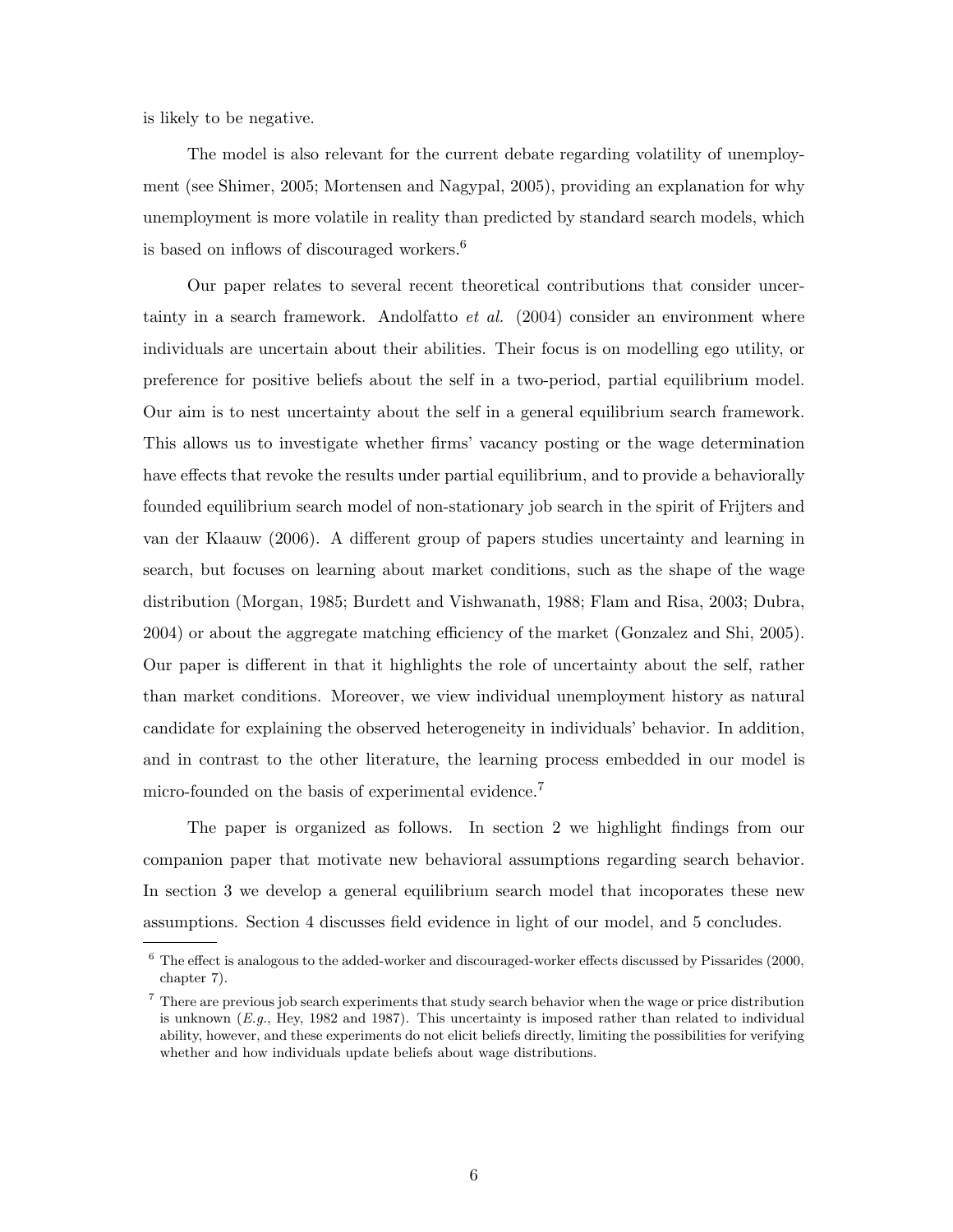is likely to be negative.

The model is also relevant for the current debate regarding volatility of unemployment (see Shimer, 2005; Mortensen and Nagypal, 2005), providing an explanation for why unemployment is more volatile in reality than predicted by standard search models, which is based on inflows of discouraged workers.[6]

Our paper relates to several recent theoretical contributions that consider uncertainty in a search framework. Andolfatto *et al.* (2004) consider an environment where individuals are uncertain about their abilities. Their focus is on modelling ego utility, or preference for positive beliefs about the self in a two-period, partial equilibrium model. Our aim is to nest uncertainty about the self in a general equilibrium search framework. This allows us to investigate whether firms' vacancy posting or the wage determination have effects that revoke the results under partial equilibrium, and to provide a behaviorally founded equilibrium search model of non-stationary job search in the spirit of Frijters and van der Klaauw (2006). A different group of papers studies uncertainty and learning in search, but focuses on learning about market conditions, such as the shape of the wage distribution (Morgan, 1985; Burdett and Vishwanath, 1988; Flam and Risa, 2003; Dubra, 2004) or about the aggregate matching efficiency of the market (Gonzalez and Shi, 2005). Our paper is different in that it highlights the role of uncertainty about the self, rather than market conditions. Moreover, we view individual unemployment history as natural candidate for explaining the observed heterogeneity in individuals' behavior. In addition, and in contrast to the other literature, the learning process embedded in our model is micro-founded on the basis of experimental evidence.[7]

The paper is organized as follows. In section 2 we highlight findings from our companion paper that motivate new behavioral assumptions regarding search behavior. In section 3 we develop a general equilibrium search model that incoporates these new assumptions. Section 4 discusses field evidence in light of our model, and 5 concludes.

---

[6] The effect is analogous to the added-worker and discouraged-worker effects discussed by Pissarides (2000, chapter 7).

[7] There are previous job search experiments that study search behavior when the wage or price distribution is unknown (*E.g.*, Hey, 1982 and 1987). This uncertainty is imposed rather than related to individual ability, however, and these experiments do not elicit beliefs directly, limiting the possibilities for verifying whether and how individuals update beliefs about wage distributions.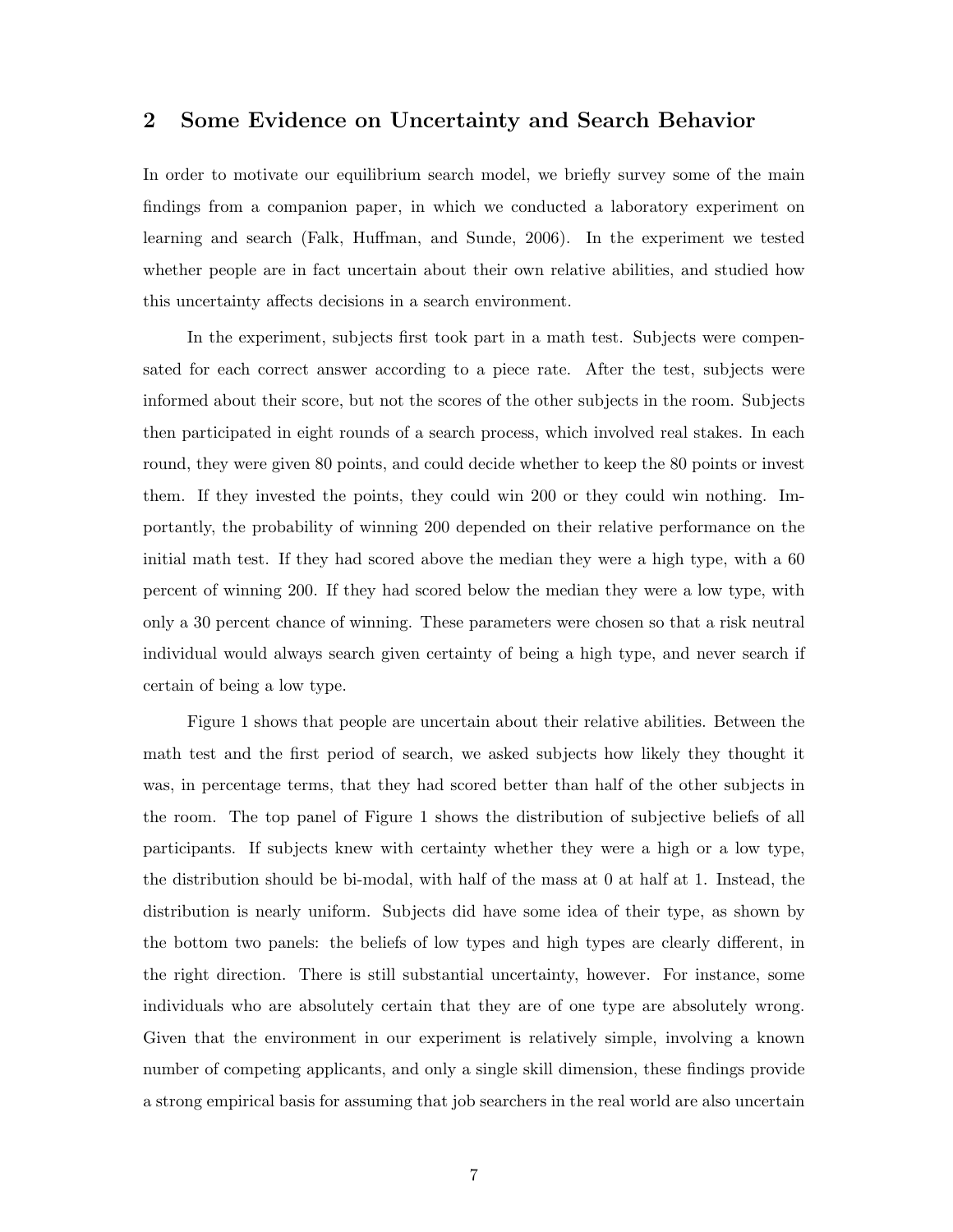## 2 Some Evidence on Uncertainty and Search Behavior

In order to motivate our equilibrium search model, we briefly survey some of the main findings from a companion paper, in which we conducted a laboratory experiment on learning and search (Falk, Huffman, and Sunde, 2006). In the experiment we tested whether people are in fact uncertain about their own relative abilities, and studied how this uncertainty affects decisions in a search environment.

In the experiment, subjects first took part in a math test. Subjects were compensated for each correct answer according to a piece rate. After the test, subjects were informed about their score, but not the scores of the other subjects in the room. Subjects then participated in eight rounds of a search process, which involved real stakes. In each round, they were given 80 points, and could decide whether to keep the 80 points or invest them. If they invested the points, they could win 200 or they could win nothing. Importantly, the probability of winning 200 depended on their relative performance on the initial math test. If they had scored above the median they were a high type, with a 60 percent of winning 200. If they had scored below the median they were a low type, with only a 30 percent chance of winning. These parameters were chosen so that a risk neutral individual would always search given certainty of being a high type, and never search if certain of being a low type.

Figure 1 shows that people are uncertain about their relative abilities. Between the math test and the first period of search, we asked subjects how likely they thought it was, in percentage terms, that they had scored better than half of the other subjects in the room. The top panel of Figure 1 shows the distribution of subjective beliefs of all participants. If subjects knew with certainty whether they were a high or a low type, the distribution should be bi-modal, with half of the mass at 0 at half at 1. Instead, the distribution is nearly uniform. Subjects did have some idea of their type, as shown by the bottom two panels: the beliefs of low types and high types are clearly different, in the right direction. There is still substantial uncertainty, however. For instance, some individuals who are absolutely certain that they are of one type are absolutely wrong. Given that the environment in our experiment is relatively simple, involving a known number of competing applicants, and only a single skill dimension, these findings provide a strong empirical basis for assuming that job searchers in the real world are also uncertain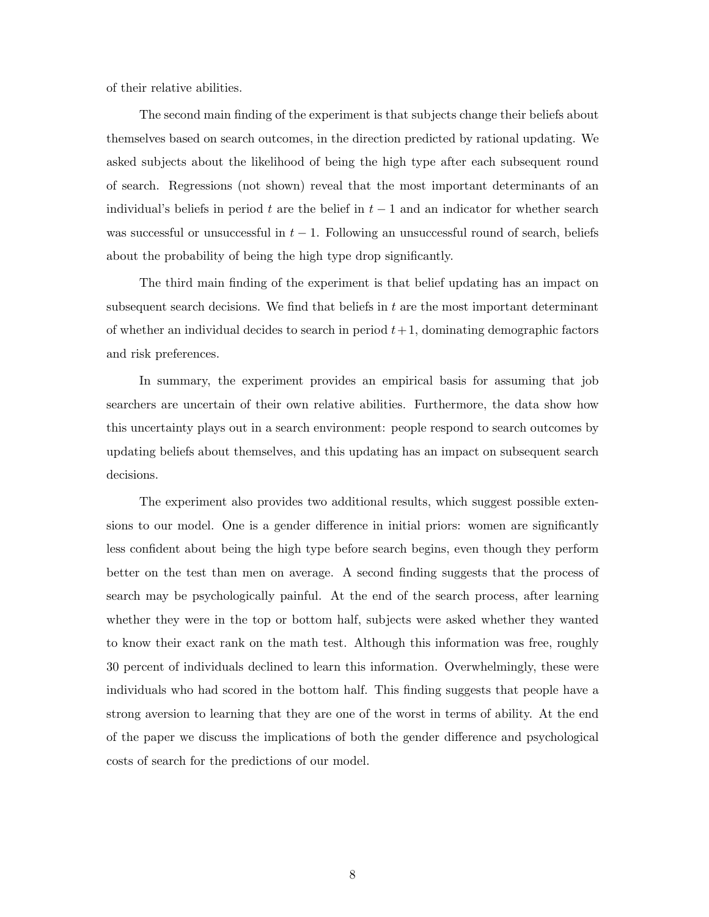of their relative abilities.

The second main finding of the experiment is that subjects change their beliefs about themselves based on search outcomes, in the direction predicted by rational updating. We asked subjects about the likelihood of being the high type after each subsequent round of search. Regressions (not shown) reveal that the most important determinants of an individual's beliefs in period $t$ are the belief in $t-1$ and an indicator for whether search was successful or unsuccessful in $t-1$. Following an unsuccessful round of search, beliefs about the probability of being the high type drop significantly.

The third main finding of the experiment is that belief updating has an impact on subsequent search decisions. We find that beliefs in $t$ are the most important determinant of whether an individual decides to search in period $t+1$, dominating demographic factors and risk preferences.

In summary, the experiment provides an empirical basis for assuming that job searchers are uncertain of their own relative abilities. Furthermore, the data show how this uncertainty plays out in a search environment: people respond to search outcomes by updating beliefs about themselves, and this updating has an impact on subsequent search decisions.

The experiment also provides two additional results, which suggest possible extensions to our model. One is a gender difference in initial priors: women are significantly less confident about being the high type before search begins, even though they perform better on the test than men on average. A second finding suggests that the process of search may be psychologically painful. At the end of the search process, after learning whether they were in the top or bottom half, subjects were asked whether they wanted to know their exact rank on the math test. Although this information was free, roughly 30 percent of individuals declined to learn this information. Overwhelmingly, these were individuals who had scored in the bottom half. This finding suggests that people have a strong aversion to learning that they are one of the worst in terms of ability. At the end of the paper we discuss the implications of both the gender difference and psychological costs of search for the predictions of our model.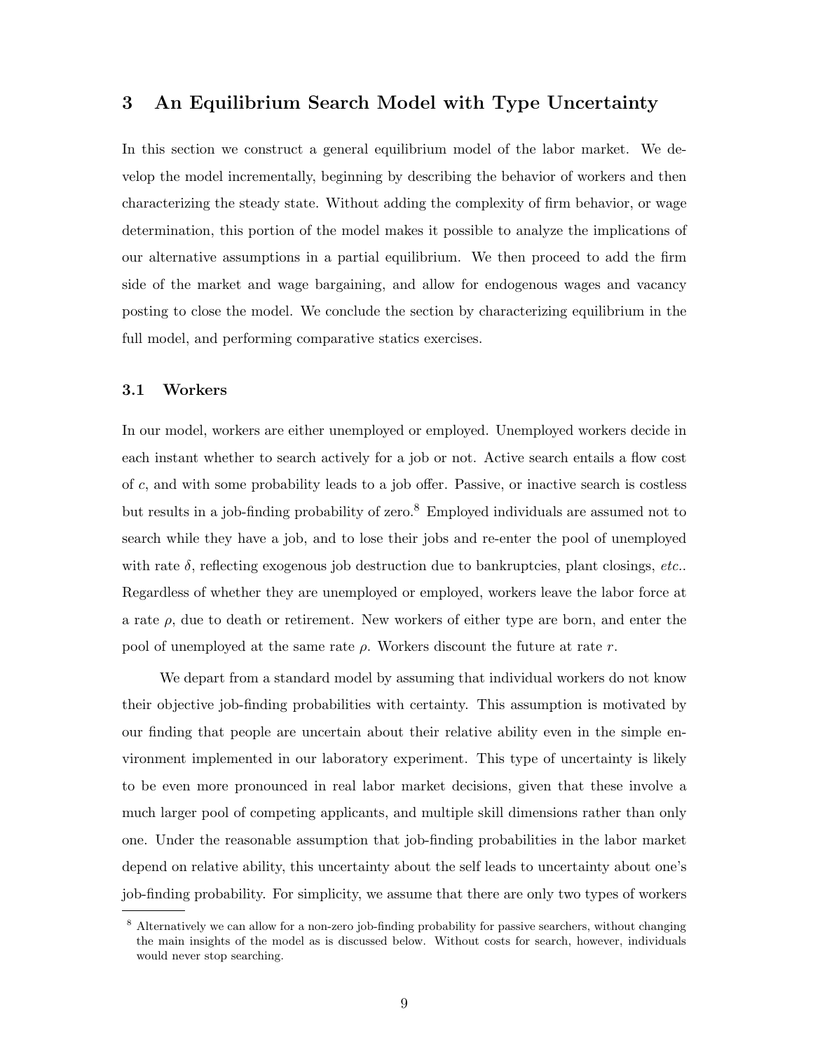## 3 An Equilibrium Search Model with Type Uncertainty

In this section we construct a general equilibrium model of the labor market. We develop the model incrementally, beginning by describing the behavior of workers and then characterizing the steady state. Without adding the complexity of firm behavior, or wage determination, this portion of the model makes it possible to analyze the implications of our alternative assumptions in a partial equilibrium. We then proceed to add the firm side of the market and wage bargaining, and allow for endogenous wages and vacancy posting to close the model. We conclude the section by characterizing equilibrium in the full model, and performing comparative statics exercises.

### 3.1 Workers

In our model, workers are either unemployed or employed. Unemployed workers decide in each instant whether to search actively for a job or not. Active search entails a flow cost of $c$, and with some probability leads to a job offer. Passive, or inactive search is costless but results in a job-finding probability of zero.[8] Employed individuals are assumed not to search while they have a job, and to lose their jobs and re-enter the pool of unemployed with rate $\delta$, reflecting exogenous job destruction due to bankruptcies, plant closings, *etc.*. Regardless of whether they are unemployed or employed, workers leave the labor force at a rate $\rho$, due to death or retirement. New workers of either type are born, and enter the pool of unemployed at the same rate $\rho$. Workers discount the future at rate $r$.

We depart from a standard model by assuming that individual workers do not know their objective job-finding probabilities with certainty. This assumption is motivated by our finding that people are uncertain about their relative ability even in the simple environment implemented in our laboratory experiment. This type of uncertainty is likely to be even more pronounced in real labor market decisions, given that these involve a much larger pool of competing applicants, and multiple skill dimensions rather than only one. Under the reasonable assumption that job-finding probabilities in the labor market depend on relative ability, this uncertainty about the self leads to uncertainty about one's job-finding probability. For simplicity, we assume that there are only two types of workers

[8] Alternatively we can allow for a non-zero job-finding probability for passive searchers, without changing the main insights of the model as is discussed below. Without costs for search, however, individuals would never stop searching.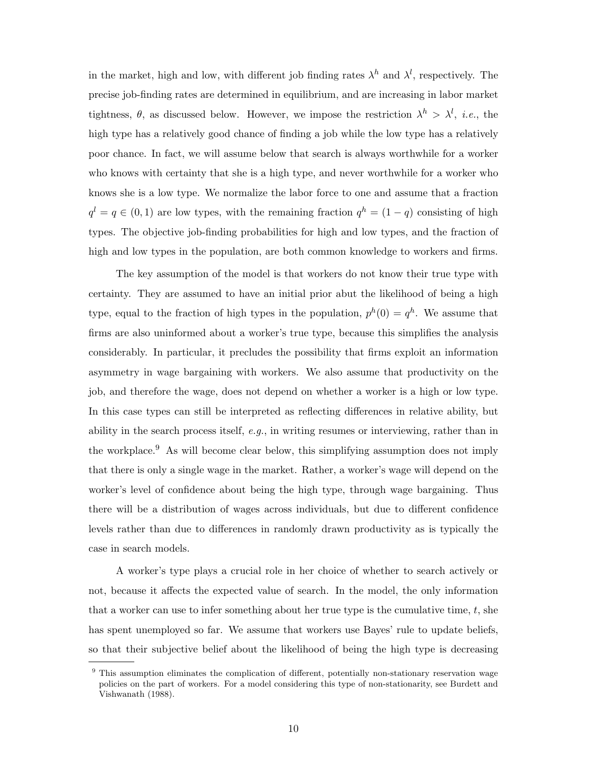in the market, high and low, with different job finding rates $\lambda^h$ and $\lambda^l$, respectively. The precise job-finding rates are determined in equilibrium, and are increasing in labor market tightness, $\theta$, as discussed below. However, we impose the restriction $\lambda^h > \lambda^l$, *i.e.*, the high type has a relatively good chance of finding a job while the low type has a relatively poor chance. In fact, we will assume below that search is always worthwhile for a worker who knows with certainty that she is a high type, and never worthwhile for a worker who knows she is a low type. We normalize the labor force to one and assume that a fraction $q^l = q \in (0, 1)$ are low types, with the remaining fraction $q^h = (1 - q)$ consisting of high types. The objective job-finding probabilities for high and low types, and the fraction of high and low types in the population, are both common knowledge to workers and firms.

The key assumption of the model is that workers do not know their true type with certainty. They are assumed to have an initial prior abut the likelihood of being a high type, equal to the fraction of high types in the population, $p^h(0) = q^h$. We assume that firms are also uninformed about a worker's true type, because this simplifies the analysis considerably. In particular, it precludes the possibility that firms exploit an information asymmetry in wage bargaining with workers. We also assume that productivity on the job, and therefore the wage, does not depend on whether a worker is a high or low type. In this case types can still be interpreted as reflecting differences in relative ability, but ability in the search process itself, *e.g.*, in writing resumes or interviewing, rather than in the workplace.[9] As will become clear below, this simplifying assumption does not imply that there is only a single wage in the market. Rather, a worker's wage will depend on the worker's level of confidence about being the high type, through wage bargaining. Thus there will be a distribution of wages across individuals, but due to different confidence levels rather than due to differences in randomly drawn productivity as is typically the case in search models.

A worker's type plays a crucial role in her choice of whether to search actively or not, because it affects the expected value of search. In the model, the only information that a worker can use to infer something about her true type is the cumulative time, $t$, she has spent unemployed so far. We assume that workers use Bayes' rule to update beliefs, so that their subjective belief about the likelihood of being the high type is decreasing

[9] This assumption eliminates the complication of different, potentially non-stationary reservation wage policies on the part of workers. For a model considering this type of non-stationarity, see Burdett and Vishwanath (1988).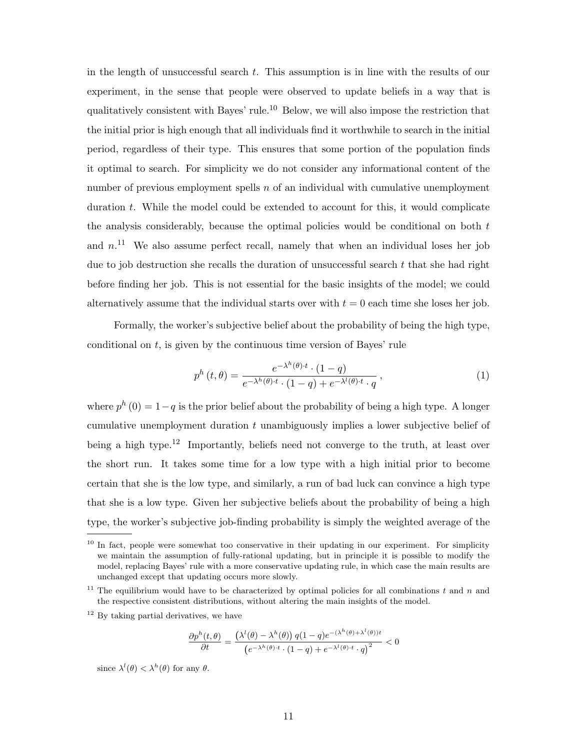in the length of unsuccessful search $t$. This assumption is in line with the results of our experiment, in the sense that people were observed to update beliefs in a way that is qualitatively consistent with Bayes' rule.[10] Below, we will also impose the restriction that the initial prior is high enough that all individuals find it worthwhile to search in the initial period, regardless of their type. This ensures that some portion of the population finds it optimal to search. For simplicity we do not consider any informational content of the number of previous employment spells $n$ of an individual with cumulative unemployment duration $t$. While the model could be extended to account for this, it would complicate the analysis considerably, because the optimal policies would be conditional on both $t$ and $n$.[11] We also assume perfect recall, namely that when an individual loses her job due to job destruction she recalls the duration of unsuccessful search $t$ that she had right before finding her job. This is not essential for the basic insights of the model; we could alternatively assume that the individual starts over with $t = 0$ each time she loses her job.

Formally, the worker's subjective belief about the probability of being the high type, conditional on $t$, is given by the continuous time version of Bayes' rule

$$p^h(t, \theta) = \frac{e^{-\lambda^h(\theta) \cdot t} \cdot (1-q)}{e^{-\lambda^h(\theta) \cdot t} \cdot (1-q) + e^{-\lambda^l(\theta) \cdot t} \cdot q}, \tag{1}$$

where $p^h(0) = 1-q$ is the prior belief about the probability of being a high type. A longer cumulative unemployment duration $t$ unambiguously implies a lower subjective belief of being a high type.[12] Importantly, beliefs need not converge to the truth, at least over the short run. It takes some time for a low type with a high initial prior to become certain that she is the low type, and similarly, a run of bad luck can convince a high type that she is a low type. Given her subjective beliefs about the probability of being a high type, the worker's subjective job-finding probability is simply the weighted average of the

---

[10] In fact, people were somewhat too conservative in their updating in our experiment. For simplicity we maintain the assumption of fully-rational updating, but in principle it is possible to modify the model, replacing Bayes' rule with a more conservative updating rule, in which case the main results are unchanged except that updating occurs more slowly.

[11] The equilibrium would have to be characterized by optimal policies for all combinations $t$ and $n$ and the respective consistent distributions, without altering the main insights of the model.

[12] By taking partial derivatives, we have

$$\frac{\partial p^h(t, \theta)}{\partial t} = \frac{\left(\lambda^l(\theta) - \lambda^h(\theta)\right) q(1-q) e^{-(\lambda^h(\theta) + \lambda^l(\theta))t}}{\left(e^{-\lambda^h(\theta) \cdot t} \cdot (1-q) + e^{-\lambda^l(\theta) \cdot t} \cdot q\right)^2} < 0$$

since $\lambda^l(\theta) < \lambda^h(\theta)$ for any $\theta$.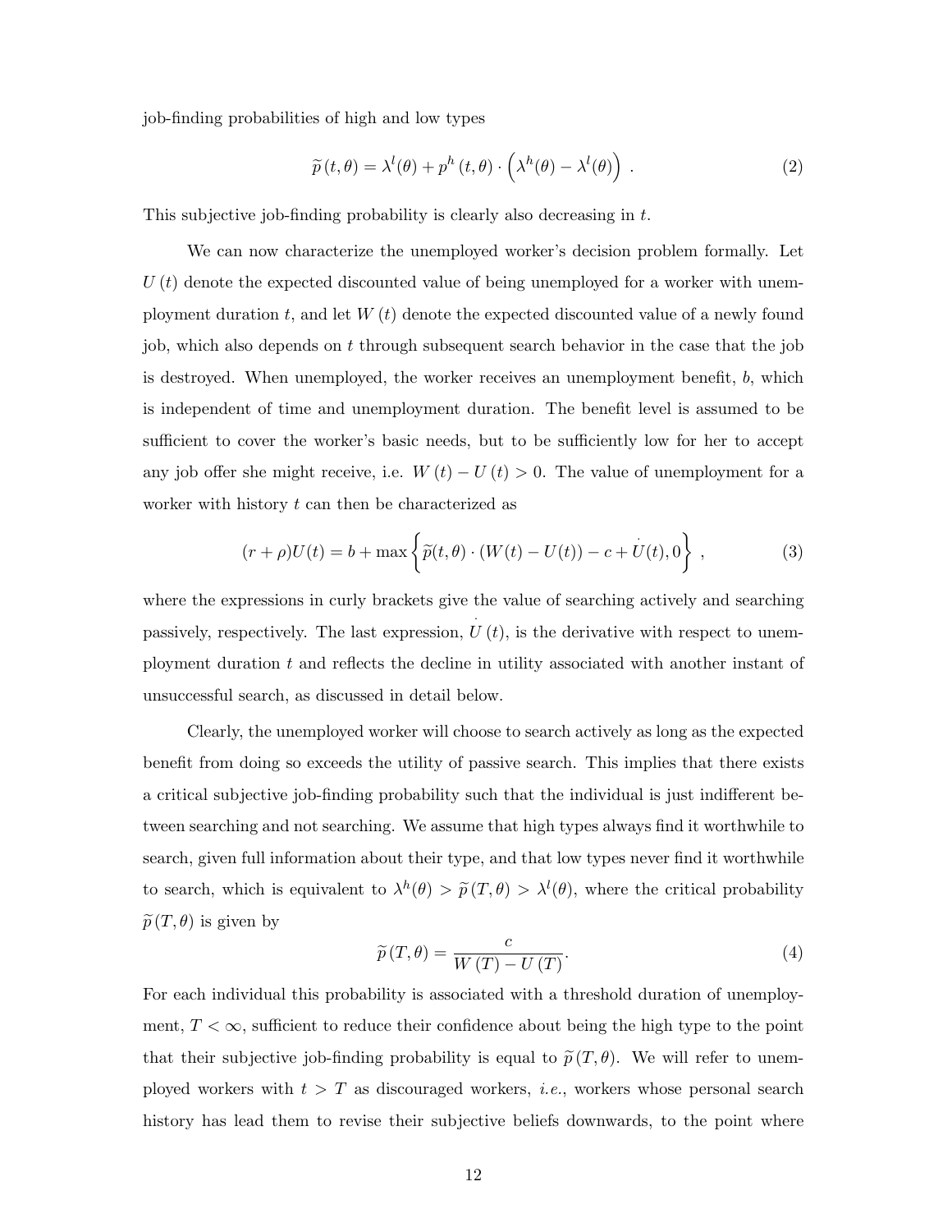job-finding probabilities of high and low types

$$\widetilde{p}\,(t, \theta) = \lambda^l(\theta) + p^h\,(t, \theta) \cdot \left(\lambda^h(\theta) - \lambda^l(\theta)\right)\ . \tag{2}$$

This subjective job-finding probability is clearly also decreasing in $t$.

We can now characterize the unemployed worker's decision problem formally. Let $U\,(t)$ denote the expected discounted value of being unemployed for a worker with unemployment duration $t$, and let $W\,(t)$ denote the expected discounted value of a newly found job, which also depends on $t$ through subsequent search behavior in the case that the job is destroyed. When unemployed, the worker receives an unemployment benefit, $b$, which is independent of time and unemployment duration. The benefit level is assumed to be sufficient to cover the worker's basic needs, but to be sufficiently low for her to accept any job offer she might receive, i.e. $W\,(t) - U\,(t) > 0$. The value of unemployment for a worker with history $t$ can then be characterized as

$$(r + \rho)U(t) = b + \max\left\{\widetilde{p}(t, \theta) \cdot (W(t) - U(t)) - c + \dot{U}(t), 0\right\}\ , \tag{3}$$

where the expressions in curly brackets give the value of searching actively and searching passively, respectively. The last expression, $\dot{U}\,(t)$, is the derivative with respect to unemployment duration $t$ and reflects the decline in utility associated with another instant of unsuccessful search, as discussed in detail below.

Clearly, the unemployed worker will choose to search actively as long as the expected benefit from doing so exceeds the utility of passive search. This implies that there exists a critical subjective job-finding probability such that the individual is just indifferent between searching and not searching. We assume that high types always find it worthwhile to search, given full information about their type, and that low types never find it worthwhile to search, which is equivalent to $\lambda^h(\theta) > \widetilde{p}\,(T, \theta) > \lambda^l(\theta)$, where the critical probability $\widetilde{p}\,(T, \theta)$ is given by

$$\widetilde{p}\,(T, \theta) = \frac{c}{W\,(T) - U\,(T)}. \tag{4}$$

For each individual this probability is associated with a threshold duration of unemployment, $T < \infty$, sufficient to reduce their confidence about being the high type to the point that their subjective job-finding probability is equal to $\widetilde{p}\,(T, \theta)$. We will refer to unemployed workers with $t > T$ as discouraged workers, *i.e.*, workers whose personal search history has lead them to revise their subjective beliefs downwards, to the point where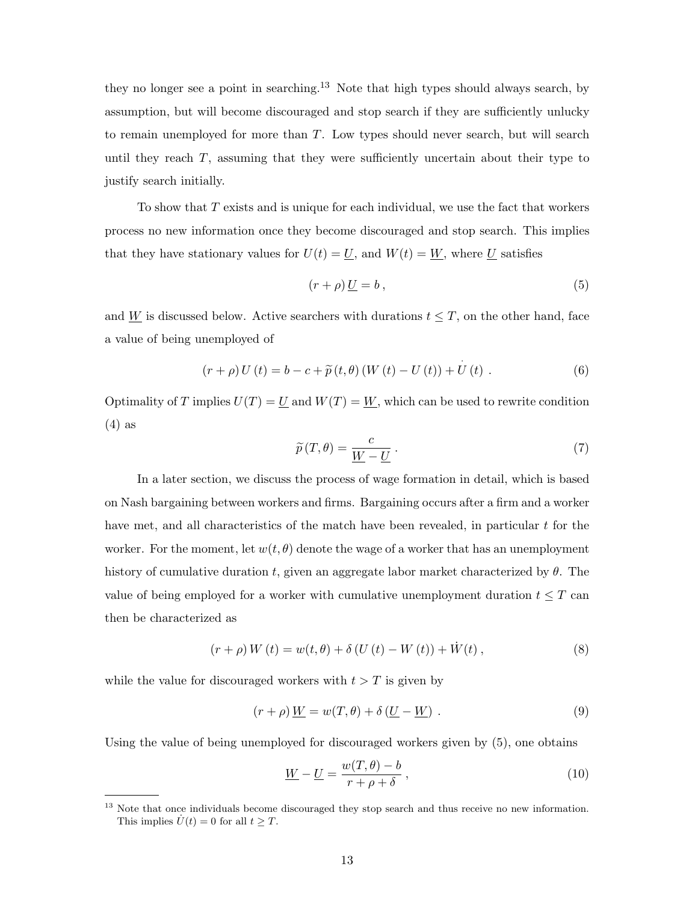they no longer see a point in searching.[13] Note that high types should always search, by assumption, but will become discouraged and stop search if they are sufficiently unlucky to remain unemployed for more than $T$. Low types should never search, but will search until they reach $T$, assuming that they were sufficiently uncertain about their type to justify search initially.

To show that $T$ exists and is unique for each individual, we use the fact that workers process no new information once they become discouraged and stop search. This implies that they have stationary values for $U(t) = \underline{U}$, and $W(t) = \underline{W}$, where $\underline{U}$ satisfies

$$(r + \rho)\, \underline{U} = b\,, \tag{5}$$

and $\underline{W}$ is discussed below. Active searchers with durations $t \leq T$, on the other hand, face a value of being unemployed of

$$(r + \rho)\, U\,(t) = b - c + \widetilde{p}\,(t, \theta)\,(W\,(t) - U\,(t)) + \dot{U}\,(t)\ . \tag{6}$$

Optimality of $T$ implies $U(T) = \underline{U}$ and $W(T) = \underline{W}$, which can be used to rewrite condition (4) as

$$\widetilde{p}\,(T, \theta) = \frac{c}{\underline{W} - \underline{U}}\ . \tag{7}$$

In a later section, we discuss the process of wage formation in detail, which is based on Nash bargaining between workers and firms. Bargaining occurs after a firm and a worker have met, and all characteristics of the match have been revealed, in particular $t$ for the worker. For the moment, let $w(t, \theta)$ denote the wage of a worker that has an unemployment history of cumulative duration $t$, given an aggregate labor market characterized by $\theta$. The value of being employed for a worker with cumulative unemployment duration $t \leq T$ can then be characterized as

$$(r + \rho)\, W\,(t) = w(t, \theta) + \delta\,(U\,(t) - W\,(t)) + \dot{W}(t)\,, \tag{8}$$

while the value for discouraged workers with $t > T$ is given by

$$(r + \rho)\, \underline{W} = w(T, \theta) + \delta\,(\underline{U} - \underline{W})\ . \tag{9}$$

Using the value of being unemployed for discouraged workers given by (5), one obtains

$$\underline{W} - \underline{U} = \frac{w(T, \theta) - b}{r + \rho + \delta}\,, \tag{10}$$

[13] Note that once individuals become discouraged they stop search and thus receive no new information. This implies $\dot{U}(t) = 0$ for all $t \geq T$.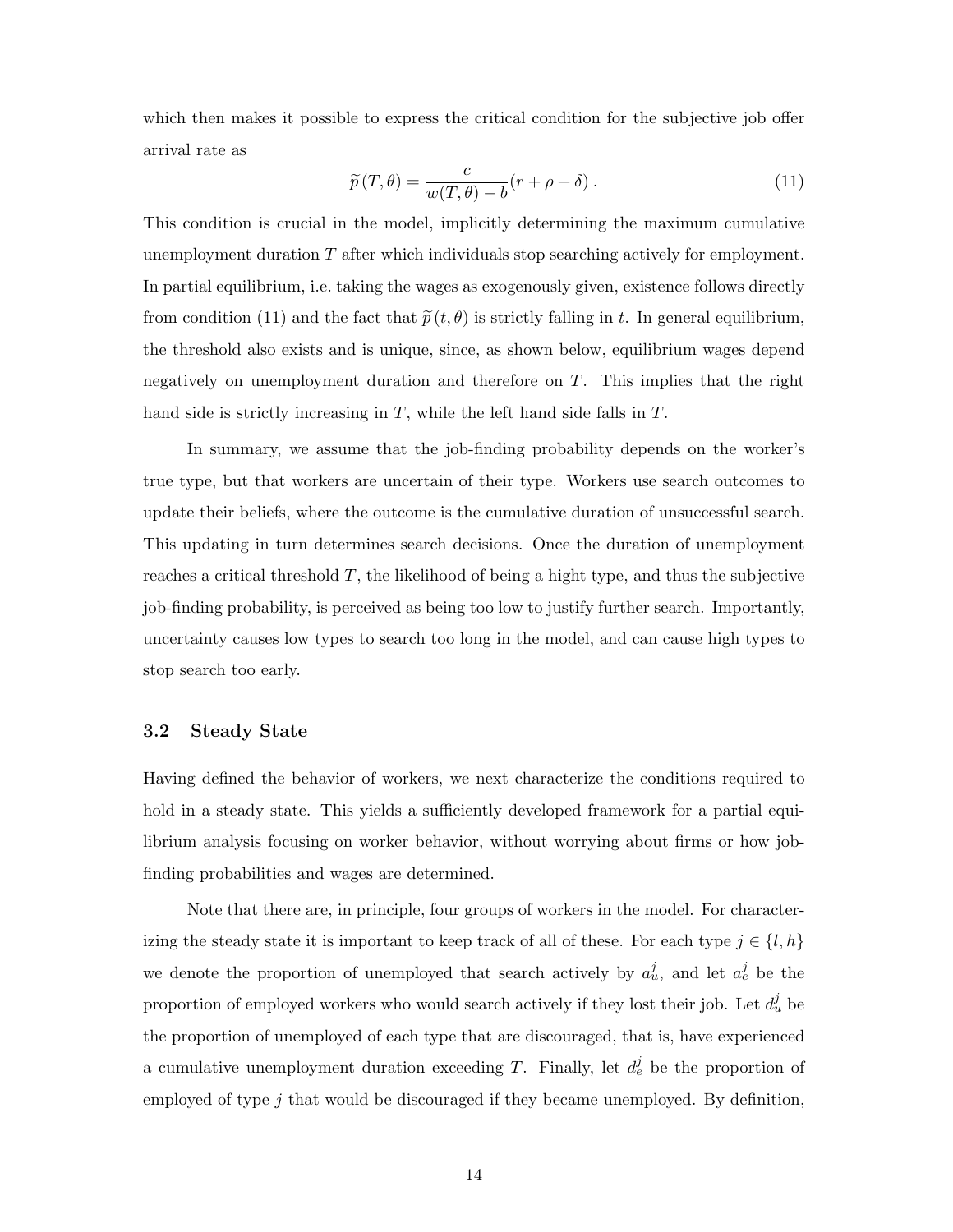which then makes it possible to express the critical condition for the subjective job offer arrival rate as

$$\widetilde{p}\,(T,\theta) = \frac{c}{w(T,\theta) - b}(r + \rho + \delta)\,. \tag{11}$$

This condition is crucial in the model, implicitly determining the maximum cumulative unemployment duration $T$ after which individuals stop searching actively for employment. In partial equilibrium, i.e. taking the wages as exogenously given, existence follows directly from condition (11) and the fact that $\widetilde{p}\,(t,\theta)$ is strictly falling in $t$. In general equilibrium, the threshold also exists and is unique, since, as shown below, equilibrium wages depend negatively on unemployment duration and therefore on $T$. This implies that the right hand side is strictly increasing in $T$, while the left hand side falls in $T$.

In summary, we assume that the job-finding probability depends on the worker's true type, but that workers are uncertain of their type. Workers use search outcomes to update their beliefs, where the outcome is the cumulative duration of unsuccessful search. This updating in turn determines search decisions. Once the duration of unemployment reaches a critical threshold $T$, the likelihood of being a hight type, and thus the subjective job-finding probability, is perceived as being too low to justify further search. Importantly, uncertainty causes low types to search too long in the model, and can cause high types to stop search too early.

### 3.2 Steady State

Having defined the behavior of workers, we next characterize the conditions required to hold in a steady state. This yields a sufficiently developed framework for a partial equilibrium analysis focusing on worker behavior, without worrying about firms or how job-finding probabilities and wages are determined.

Note that there are, in principle, four groups of workers in the model. For characterizing the steady state it is important to keep track of all of these. For each type $j \in \{l, h\}$ we denote the proportion of unemployed that search actively by $a_u^j$, and let $a_e^j$ be the proportion of employed workers who would search actively if they lost their job. Let $d_u^j$ be the proportion of unemployed of each type that are discouraged, that is, have experienced a cumulative unemployment duration exceeding $T$. Finally, let $d_e^j$ be the proportion of employed of type $j$ that would be discouraged if they became unemployed. By definition,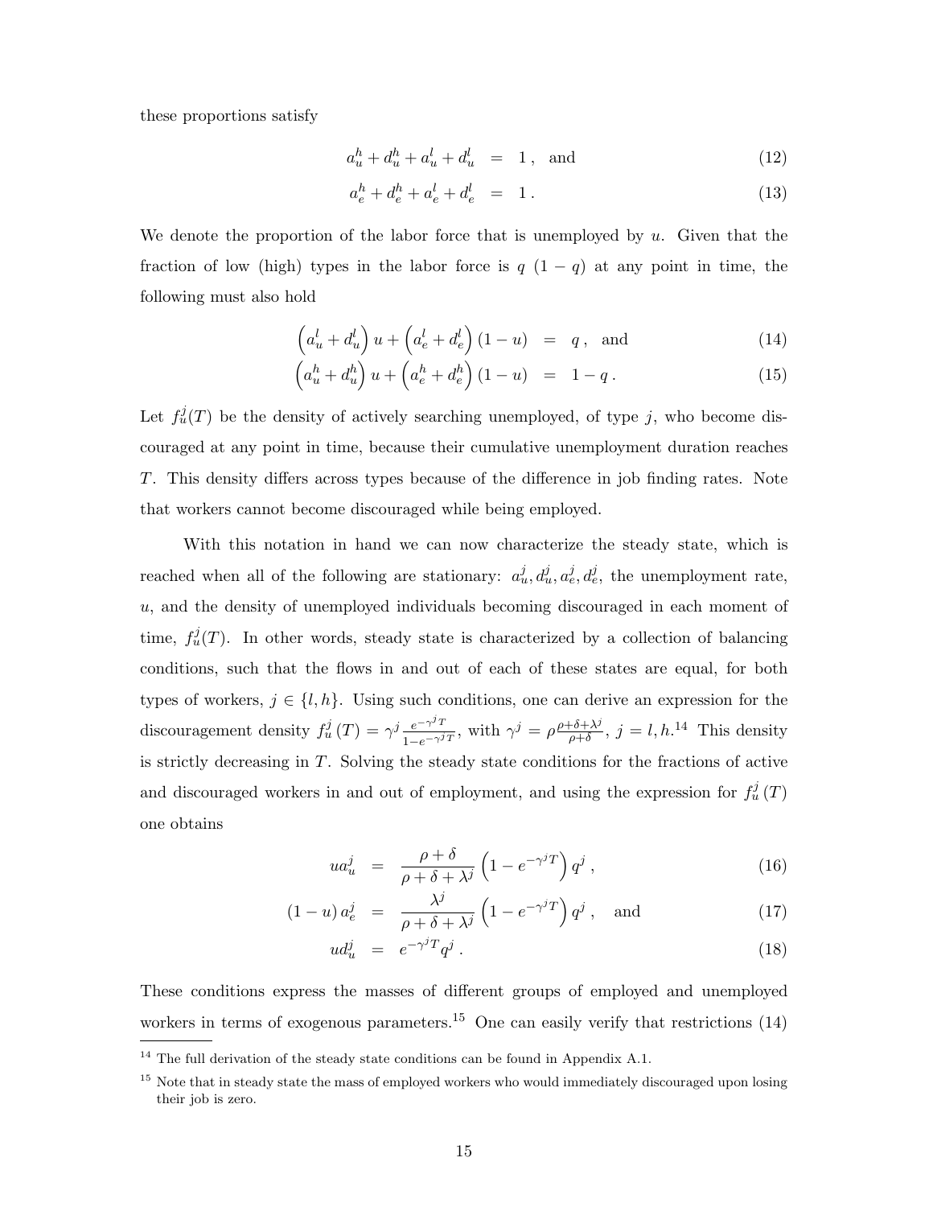these proportions satisfy

$$a_u^h + d_u^h + a_u^l + d_u^l = 1\,, \quad \text{and} \tag{12}$$

$$a_e^h + d_e^h + a_e^l + d_e^l = 1\,. \tag{13}$$

We denote the proportion of the labor force that is unemployed by $u$. Given that the fraction of low (high) types in the labor force is $q$ $(1-q)$ at any point in time, the following must also hold

$$\left(a_u^l + d_u^l\right) u + \left(a_e^l + d_e^l\right)(1-u) = q\,, \quad \text{and} \tag{14}$$

$$\left(a_u^h + d_u^h\right) u + \left(a_e^h + d_e^h\right)(1-u) = 1-q\,. \tag{15}$$

Let $f_u^j(T)$ be the density of actively searching unemployed, of type $j$, who become discouraged at any point in time, because their cumulative unemployment duration reaches $T$. This density differs across types because of the difference in job finding rates. Note that workers cannot become discouraged while being employed.

With this notation in hand we can now characterize the steady state, which is reached when all of the following are stationary: $a_u^j, d_u^j, a_e^j, d_e^j$, the unemployment rate, $u$, and the density of unemployed individuals becoming discouraged in each moment of time, $f_u^j(T)$. In other words, steady state is characterized by a collection of balancing conditions, such that the flows in and out of each of these states are equal, for both types of workers, $j \in \{l, h\}$. Using such conditions, one can derive an expression for the discouragement density $f_u^j(T) = \gamma^j \frac{e^{-\gamma^j T}}{1-e^{-\gamma^j T}}$, with $\gamma^j = \rho \frac{\rho+\delta+\lambda^j}{\rho+\delta}$, $j = l, h$.[14] This density is strictly decreasing in $T$. Solving the steady state conditions for the fractions of active and discouraged workers in and out of employment, and using the expression for $f_u^j(T)$ one obtains

$$u a_u^j = \frac{\rho+\delta}{\rho+\delta+\lambda^j}\left(1-e^{-\gamma^j T}\right) q^j\,, \tag{16}$$

$$(1-u)\, a_e^j = \frac{\lambda^j}{\rho+\delta+\lambda^j}\left(1-e^{-\gamma^j T}\right) q^j\,, \quad \text{and} \tag{17}$$

$$u d_u^j = e^{-\gamma^j T} q^j\,. \tag{18}$$

These conditions express the masses of different groups of employed and unemployed workers in terms of exogenous parameters.[15] One can easily verify that restrictions (14)

---

[14] The full derivation of the steady state conditions can be found in Appendix A.1.

[15] Note that in steady state the mass of employed workers who would immediately discouraged upon losing their job is zero.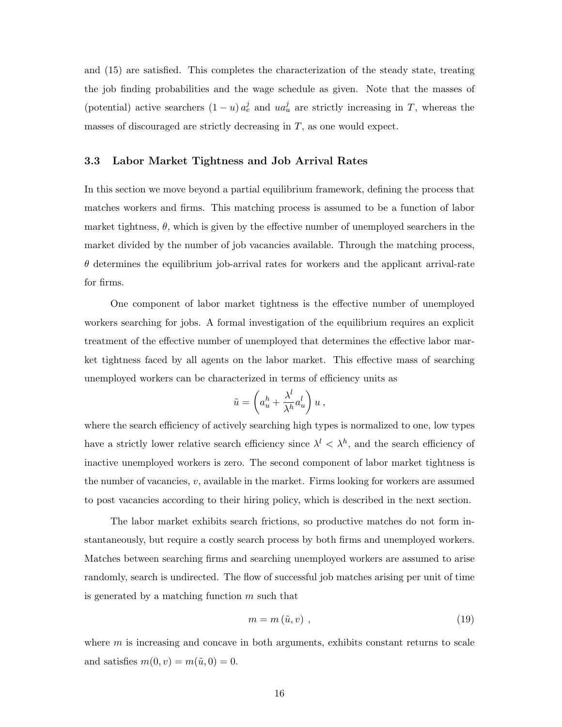and (15) are satisfied. This completes the characterization of the steady state, treating the job finding probabilities and the wage schedule as given. Note that the masses of (potential) active searchers $(1-u)\,a_e^j$ and $ua_u^j$ are strictly increasing in $T$, whereas the masses of discouraged are strictly decreasing in $T$, as one would expect.

### 3.3 Labor Market Tightness and Job Arrival Rates

In this section we move beyond a partial equilibrium framework, defining the process that matches workers and firms. This matching process is assumed to be a function of labor market tightness, $\theta$, which is given by the effective number of unemployed searchers in the market divided by the number of job vacancies available. Through the matching process, $\theta$ determines the equilibrium job-arrival rates for workers and the applicant arrival-rate for firms.

One component of labor market tightness is the effective number of unemployed workers searching for jobs. A formal investigation of the equilibrium requires an explicit treatment of the effective number of unemployed that determines the effective labor market tightness faced by all agents on the labor market. This effective mass of searching unemployed workers can be characterized in terms of efficiency units as

$$\tilde{u} = \left( a_u^h + \frac{\lambda^l}{\lambda^h} a_u^l \right) u \, ,$$

where the search efficiency of actively searching high types is normalized to one, low types have a strictly lower relative search efficiency since $\lambda^l < \lambda^h$, and the search efficiency of inactive unemployed workers is zero. The second component of labor market tightness is the number of vacancies, $v$, available in the market. Firms looking for workers are assumed to post vacancies according to their hiring policy, which is described in the next section.

The labor market exhibits search frictions, so productive matches do not form instantaneously, but require a costly search process by both firms and unemployed workers. Matches between searching firms and searching unemployed workers are assumed to arise randomly, search is undirected. The flow of successful job matches arising per unit of time is generated by a matching function $m$ such that

$$m = m\left(\tilde{u}, v\right) \, , \tag{19}$$

where $m$ is increasing and concave in both arguments, exhibits constant returns to scale and satisfies $m(0, v) = m(\tilde{u}, 0) = 0$.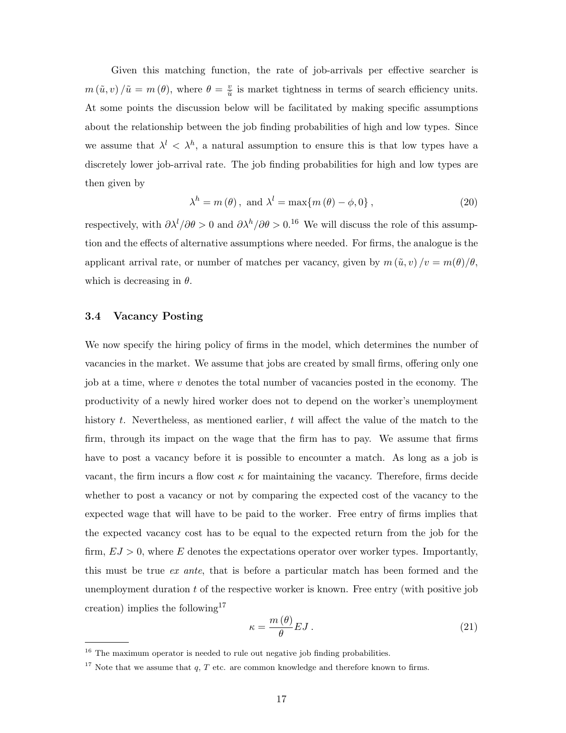Given this matching function, the rate of job-arrivals per effective searcher is $m(\tilde{u}, v)/\tilde{u} = m(\theta)$, where $\theta = \frac{v}{\tilde{u}}$ is market tightness in terms of search efficiency units. At some points the discussion below will be facilitated by making specific assumptions about the relationship between the job finding probabilities of high and low types. Since we assume that $\lambda^l < \lambda^h$, a natural assumption to ensure this is that low types have a discretely lower job-arrival rate. The job finding probabilities for high and low types are then given by

$$\lambda^h = m(\theta), \text{ and } \lambda^l = \max\{m(\theta) - \phi, 0\}, \tag{20}$$

respectively, with $\partial \lambda^l / \partial \theta > 0$ and $\partial \lambda^h / \partial \theta > 0$.[16] We will discuss the role of this assumption and the effects of alternative assumptions where needed. For firms, the analogue is the applicant arrival rate, or number of matches per vacancy, given by $m(\tilde{u}, v)/v = m(\theta)/\theta$, which is decreasing in $\theta$.

### 3.4 Vacancy Posting

We now specify the hiring policy of firms in the model, which determines the number of vacancies in the market. We assume that jobs are created by small firms, offering only one job at a time, where $v$ denotes the total number of vacancies posted in the economy. The productivity of a newly hired worker does not to depend on the worker's unemployment history $t$. Nevertheless, as mentioned earlier, $t$ will affect the value of the match to the firm, through its impact on the wage that the firm has to pay. We assume that firms have to post a vacancy before it is possible to encounter a match. As long as a job is vacant, the firm incurs a flow cost $\kappa$ for maintaining the vacancy. Therefore, firms decide whether to post a vacancy or not by comparing the expected cost of the vacancy to the expected wage that will have to be paid to the worker. Free entry of firms implies that the expected vacancy cost has to be equal to the expected return from the job for the firm, $EJ > 0$, where $E$ denotes the expectations operator over worker types. Importantly, this must be true *ex ante*, that is before a particular match has been formed and the unemployment duration $t$ of the respective worker is known. Free entry (with positive job creation) implies the following[17]

$$\kappa = \frac{m(\theta)}{\theta} EJ . \tag{21}$$

[16] The maximum operator is needed to rule out negative job finding probabilities.

[17] Note that we assume that $q$, $T$ etc. are common knowledge and therefore known to firms.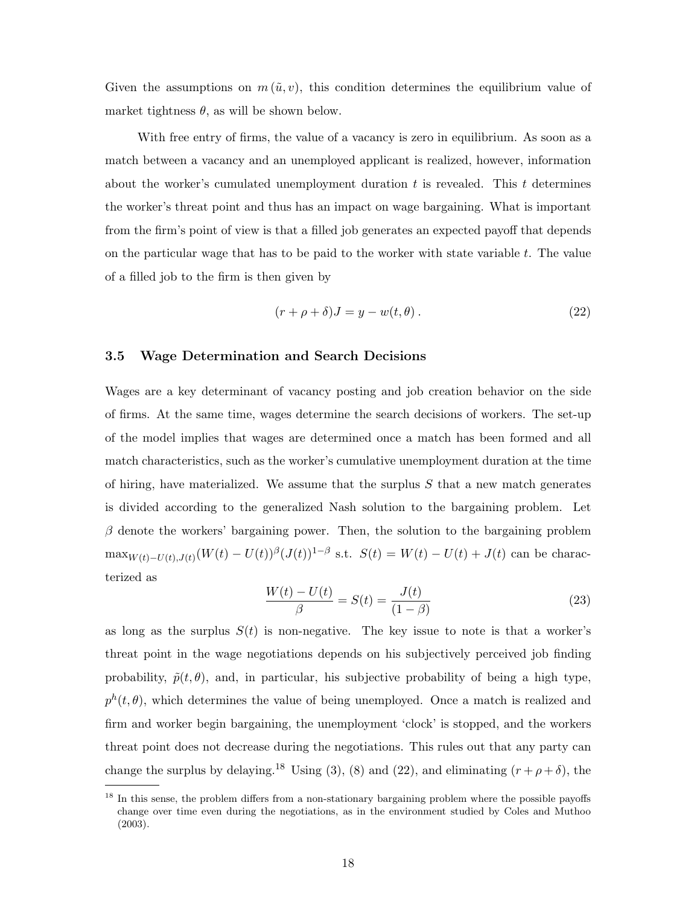Given the assumptions on $m(\tilde{u}, v)$, this condition determines the equilibrium value of market tightness $\theta$, as will be shown below.

With free entry of firms, the value of a vacancy is zero in equilibrium. As soon as a match between a vacancy and an unemployed applicant is realized, however, information about the worker's cumulated unemployment duration $t$ is revealed. This $t$ determines the worker's threat point and thus has an impact on wage bargaining. What is important from the firm's point of view is that a filled job generates an expected payoff that depends on the particular wage that has to be paid to the worker with state variable $t$. The value of a filled job to the firm is then given by

$$(r + \rho + \delta)J = y - w(t, \theta) \,. \tag{22}$$

### 3.5 Wage Determination and Search Decisions

Wages are a key determinant of vacancy posting and job creation behavior on the side of firms. At the same time, wages determine the search decisions of workers. The set-up of the model implies that wages are determined once a match has been formed and all match characteristics, such as the worker's cumulative unemployment duration at the time of hiring, have materialized. We assume that the surplus $S$ that a new match generates is divided according to the generalized Nash solution to the bargaining problem. Let $\beta$ denote the workers' bargaining power. Then, the solution to the bargaining problem $\max_{W(t)-U(t),J(t)}(W(t) - U(t))^{\beta}(J(t))^{1-\beta}$ s.t. $S(t) = W(t) - U(t) + J(t)$ can be characterized as

$$\frac{W(t) - U(t)}{\beta} = S(t) = \frac{J(t)}{(1 - \beta)} \tag{23}$$

as long as the surplus $S(t)$ is non-negative. The key issue to note is that a worker's threat point in the wage negotiations depends on his subjectively perceived job finding probability, $\tilde{p}(t, \theta)$, and, in particular, his subjective probability of being a high type, $p^h(t, \theta)$, which determines the value of being unemployed. Once a match is realized and firm and worker begin bargaining, the unemployment 'clock' is stopped, and the workers threat point does not decrease during the negotiations. This rules out that any party can change the surplus by delaying.[18] Using (3), (8) and (22), and eliminating $(r + \rho + \delta)$, the

[18] In this sense, the problem differs from a non-stationary bargaining problem where the possible payoffs change over time even during the negotiations, as in the environment studied by Coles and Muthoo (2003).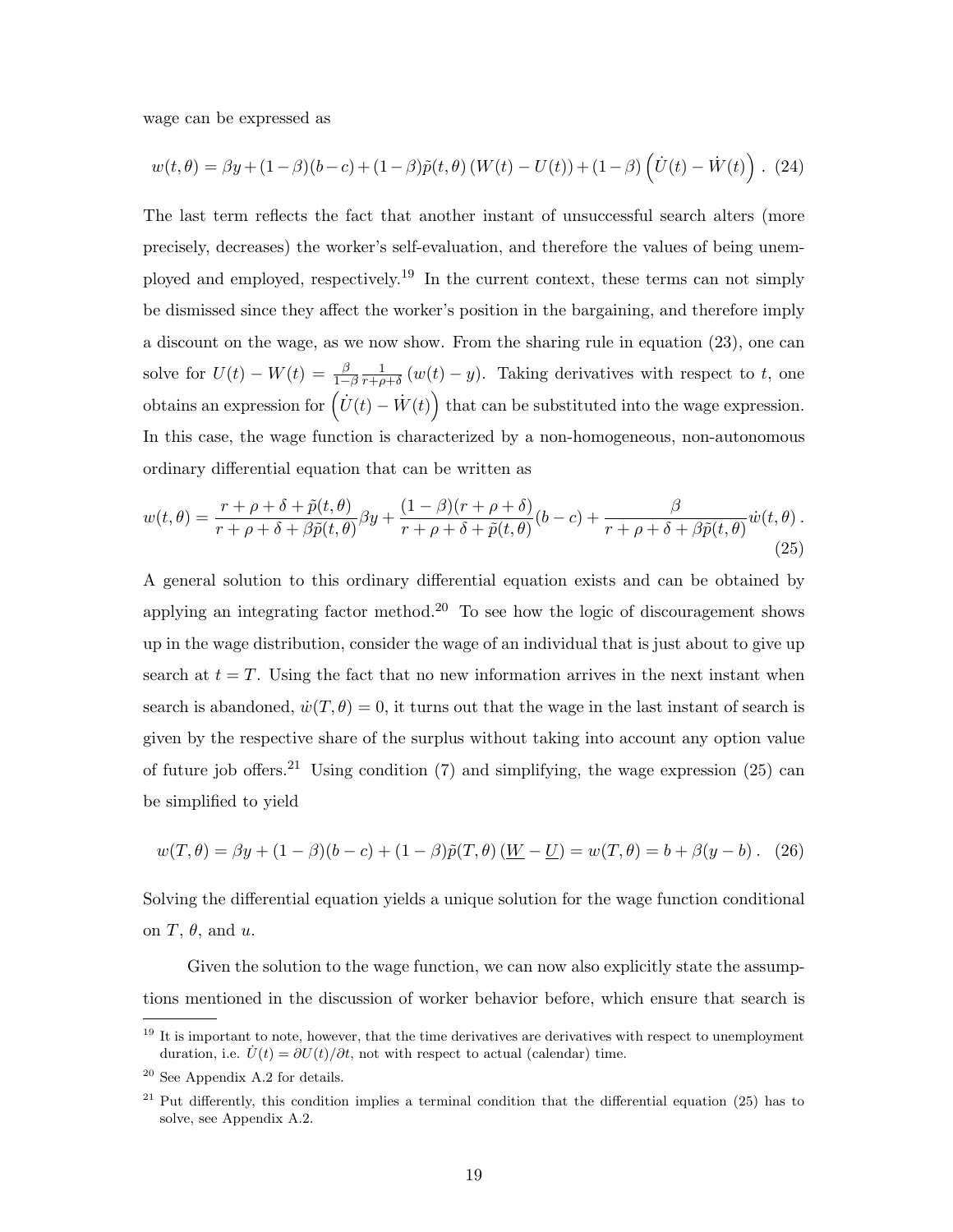wage can be expressed as

$$w(t,\theta) = \beta y + (1-\beta)(b-c) + (1-\beta)\tilde{p}(t,\theta)\left(W(t) - U(t)\right) + (1-\beta)\left(\dot{U}(t) - \dot{W}(t)\right). \quad (24)$$

The last term reflects the fact that another instant of unsuccessful search alters (more precisely, decreases) the worker's self-evaluation, and therefore the values of being unemployed and employed, respectively.[19] In the current context, these terms can not simply be dismissed since they affect the worker's position in the bargaining, and therefore imply a discount on the wage, as we now show. From the sharing rule in equation (23), one can solve for $U(t) - W(t) = \frac{\beta}{1-\beta}\frac{1}{r+\rho+\delta}\left(w(t) - y\right)$. Taking derivatives with respect to $t$, one obtains an expression for $\left(\dot{U}(t) - \dot{W}(t)\right)$ that can be substituted into the wage expression. In this case, the wage function is characterized by a non-homogeneous, non-autonomous ordinary differential equation that can be written as

$$w(t,\theta) = \frac{r+\rho+\delta+\tilde{p}(t,\theta)}{r+\rho+\delta+\beta\tilde{p}(t,\theta)}\beta y + \frac{(1-\beta)(r+\rho+\delta)}{r+\rho+\delta+\tilde{p}(t,\theta)}(b-c) + \frac{\beta}{r+\rho+\delta+\beta\tilde{p}(t,\theta)}\dot{w}(t,\theta). \quad (25)$$

A general solution to this ordinary differential equation exists and can be obtained by applying an integrating factor method.[20] To see how the logic of discouragement shows up in the wage distribution, consider the wage of an individual that is just about to give up search at $t = T$. Using the fact that no new information arrives in the next instant when search is abandoned, $\dot{w}(T,\theta) = 0$, it turns out that the wage in the last instant of search is given by the respective share of the surplus without taking into account any option value of future job offers.[21] Using condition (7) and simplifying, the wage expression (25) can be simplified to yield

$$w(T,\theta) = \beta y + (1-\beta)(b-c) + (1-\beta)\tilde{p}(T,\theta)\left(\underline{W} - \underline{U}\right) = w(T,\theta) = b + \beta(y-b). \quad (26)$$

Solving the differential equation yields a unique solution for the wage function conditional on $T$, $\theta$, and $u$.

Given the solution to the wage function, we can now also explicitly state the assumptions mentioned in the discussion of worker behavior before, which ensure that search is

---

[19] It is important to note, however, that the time derivatives are derivatives with respect to unemployment duration, i.e. $\dot{U}(t) = \partial U(t)/\partial t$, not with respect to actual (calendar) time.

[20] See Appendix A.2 for details.

[21] Put differently, this condition implies a terminal condition that the differential equation (25) has to solve, see Appendix A.2.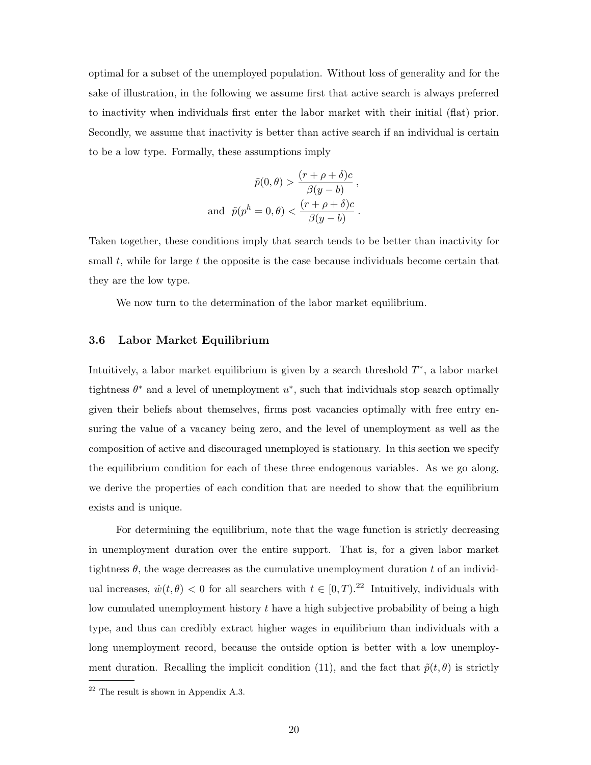optimal for a subset of the unemployed population. Without loss of generality and for the sake of illustration, in the following we assume first that active search is always preferred to inactivity when individuals first enter the labor market with their initial (flat) prior. Secondly, we assume that inactivity is better than active search if an individual is certain to be a low type. Formally, these assumptions imply

$$\tilde{p}(0, \theta) > \frac{(r+\rho+\delta)c}{\beta(y-b)}\,,$$

$$\text{and } \; \tilde{p}(p^h = 0, \theta) < \frac{(r+\rho+\delta)c}{\beta(y-b)}\,.$$

Taken together, these conditions imply that search tends to be better than inactivity for small $t$, while for large $t$ the opposite is the case because individuals become certain that they are the low type.

We now turn to the determination of the labor market equilibrium.

### 3.6 Labor Market Equilibrium

Intuitively, a labor market equilibrium is given by a search threshold $T^*$, a labor market tightness $\theta^*$ and a level of unemployment $u^*$, such that individuals stop search optimally given their beliefs about themselves, firms post vacancies optimally with free entry ensuring the value of a vacancy being zero, and the level of unemployment as well as the composition of active and discouraged unemployed is stationary. In this section we specify the equilibrium condition for each of these three endogenous variables. As we go along, we derive the properties of each condition that are needed to show that the equilibrium exists and is unique.

For determining the equilibrium, note that the wage function is strictly decreasing in unemployment duration over the entire support. That is, for a given labor market tightness $\theta$, the wage decreases as the cumulative unemployment duration $t$ of an individual increases, $\dot{w}(t, \theta) < 0$ for all searchers with $t \in [0, T)$.[22] Intuitively, individuals with low cumulated unemployment history $t$ have a high subjective probability of being a high type, and thus can credibly extract higher wages in equilibrium than individuals with a long unemployment record, because the outside option is better with a low unemployment duration. Recalling the implicit condition (11), and the fact that $\tilde{p}(t, \theta)$ is strictly

[22] The result is shown in Appendix A.3.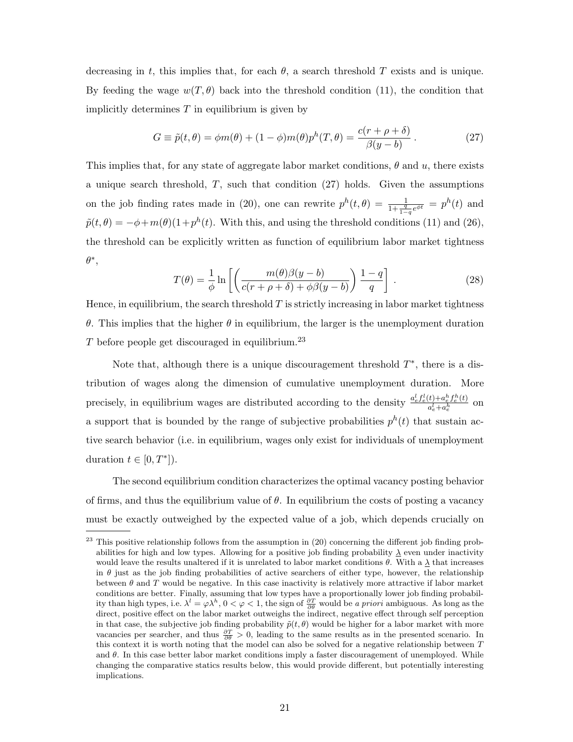decreasing in $t$, this implies that, for each $\theta$, a search threshold $T$ exists and is unique. By feeding the wage $w(T, \theta)$ back into the threshold condition (11), the condition that implicitly determines $T$ in equilibrium is given by

$$G \equiv \tilde{p}(t, \theta) = \phi m(\theta) + (1 - \phi) m(\theta) p^h(T, \theta) = \frac{c(r + \rho + \delta)}{\beta(y - b)} . \tag{27}$$

This implies that, for any state of aggregate labor market conditions, $\theta$ and $u$, there exists a unique search threshold, $T$, such that condition (27) holds. Given the assumptions on the job finding rates made in (20), one can rewrite $p^h(t, \theta) = \frac{1}{1 + \frac{q}{1-q} e^{\phi t}} = p^h(t)$ and $\tilde{p}(t, \theta) = -\phi + m(\theta)(1 + p^h(t)$. With this, and using the threshold conditions (11) and (26), the threshold can be explicitly written as function of equilibrium labor market tightness $\theta^*$,

$$T(\theta) = \frac{1}{\phi} \ln \left[ \left( \frac{m(\theta)\beta(y - b)}{c(r + \rho + \delta) + \phi\beta(y - b)} \right) \frac{1 - q}{q} \right] . \tag{28}$$

Hence, in equilibrium, the search threshold $T$ is strictly increasing in labor market tightness $\theta$. This implies that the higher $\theta$ in equilibrium, the larger is the unemployment duration $T$ before people get discouraged in equilibrium.[23]

Note that, although there is a unique discouragement threshold $T^*$, there is a distribution of wages along the dimension of cumulative unemployment duration. More precisely, in equilibrium wages are distributed according to the density $\frac{a_e^l f_e^l(t) + a_e^h f_e^h(t)}{a_e^l + a_e^h}$ on a support that is bounded by the range of subjective probabilities $p^h(t)$ that sustain active search behavior (i.e. in equilibrium, wages only exist for individuals of unemployment duration $t \in [0, T^*]$).

The second equilibrium condition characterizes the optimal vacancy posting behavior of firms, and thus the equilibrium value of $\theta$. In equilibrium the costs of posting a vacancy must be exactly outweighed by the expected value of a job, which depends crucially on

---

[23] This positive relationship follows from the assumption in (20) concerning the different job finding probabilities for high and low types. Allowing for a positive job finding probability $\underline{\lambda}$ even under inactivity would leave the results unaltered if it is unrelated to labor market conditions $\theta$. With a $\underline{\lambda}$ that increases in $\theta$ just as the job finding probabilities of active searchers of either type, however, the relationship between $\theta$ and $T$ would be negative. In this case inactivity is relatively more attractive if labor market conditions are better. Finally, assuming that low types have a proportionally lower job finding probability than high types, i.e. $\lambda^l = \varphi\lambda^h$, $0 < \varphi < 1$, the sign of $\frac{\partial T}{\partial \theta}$ would be *a priori* ambiguous. As long as the direct, positive effect on the labor market outweighs the indirect, negative effect through self perception in that case, the subjective job finding probability $\tilde{p}(t, \theta)$ would be higher for a labor market with more vacancies per searcher, and thus $\frac{\partial T}{\partial \theta} > 0$, leading to the same results as in the presented scenario. In this context it is worth noting that the model can also be solved for a negative relationship between $T$ and $\theta$. In this case better labor market conditions imply a faster discouragement of unemployed. While changing the comparative statics results below, this would provide different, but potentially interesting implications.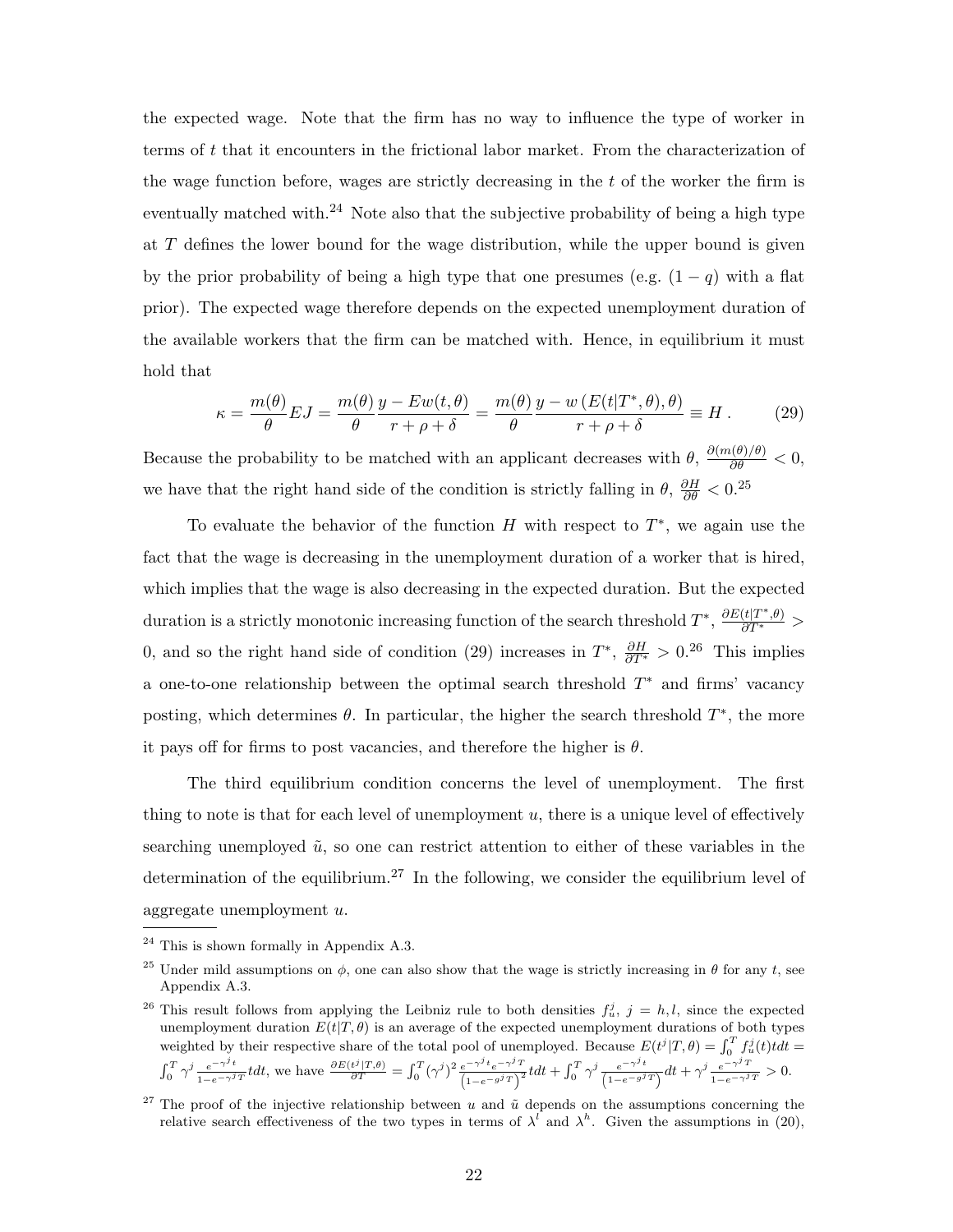the expected wage. Note that the firm has no way to influence the type of worker in terms of $t$ that it encounters in the frictional labor market. From the characterization of the wage function before, wages are strictly decreasing in the $t$ of the worker the firm is eventually matched with.[24] Note also that the subjective probability of being a high type at $T$ defines the lower bound for the wage distribution, while the upper bound is given by the prior probability of being a high type that one presumes (e.g. $(1-q)$ with a flat prior). The expected wage therefore depends on the expected unemployment duration of the available workers that the firm can be matched with. Hence, in equilibrium it must hold that

$$\kappa = \frac{m(\theta)}{\theta}EJ = \frac{m(\theta)}{\theta}\frac{y - Ew(t,\theta)}{r+\rho+\delta} = \frac{m(\theta)}{\theta}\frac{y - w\left(E(t|T^*,\theta),\theta\right)}{r+\rho+\delta} \equiv H\,. \tag{29}$$

Because the probability to be matched with an applicant decreases with $\theta$, $\frac{\partial(m(\theta)/\theta)}{\partial\theta} < 0$, we have that the right hand side of the condition is strictly falling in $\theta$, $\frac{\partial H}{\partial \theta} < 0$.[25]

To evaluate the behavior of the function $H$ with respect to $T^*$, we again use the fact that the wage is decreasing in the unemployment duration of a worker that is hired, which implies that the wage is also decreasing in the expected duration. But the expected duration is a strictly monotonic increasing function of the search threshold $T^*$, $\frac{\partial E(t|T^*,\theta)}{\partial T^*} > 0$, and so the right hand side of condition (29) increases in $T^*$, $\frac{\partial H}{\partial T^*} > 0$.[26] This implies a one-to-one relationship between the optimal search threshold $T^*$ and firms' vacancy posting, which determines $\theta$. In particular, the higher the search threshold $T^*$, the more it pays off for firms to post vacancies, and therefore the higher is $\theta$.

The third equilibrium condition concerns the level of unemployment. The first thing to note is that for each level of unemployment $u$, there is a unique level of effectively searching unemployed $\tilde{u}$, so one can restrict attention to either of these variables in the determination of the equilibrium.[27] In the following, we consider the equilibrium level of aggregate unemployment $u$.

---

[24] This is shown formally in Appendix A.3.

[25] Under mild assumptions on $\phi$, one can also show that the wage is strictly increasing in $\theta$ for any $t$, see Appendix A.3.

[26] This result follows from applying the Leibniz rule to both densities $f_u^j$, $j = h, l$, since the expected unemployment duration $E(t|T,\theta)$ is an average of the expected unemployment durations of both types weighted by their respective share of the total pool of unemployed. Because $E(t^j|T,\theta) = \int_0^T f_u^j(t)tdt = \int_0^T \gamma^j \frac{e^{-\gamma^j t}}{1-e^{-\gamma^j T}}tdt$, we have $\frac{\partial E(t^j|T,\theta)}{\partial T} = \int_0^T (\gamma^j)^2 \frac{e^{-\gamma^j t}e^{-\gamma^j T}}{\left(1-e^{-g^j T}\right)^2}tdt + \int_0^T \gamma^j \frac{e^{-\gamma^j t}}{\left(1-e^{-g^j T}\right)}dt + \gamma^j \frac{e^{-\gamma^j T}}{1-e^{-\gamma^j T}} > 0$.

[27] The proof of the injective relationship between $u$ and $\tilde{u}$ depends on the assumptions concerning the relative search effectiveness of the two types in terms of $\lambda^l$ and $\lambda^h$. Given the assumptions in (20),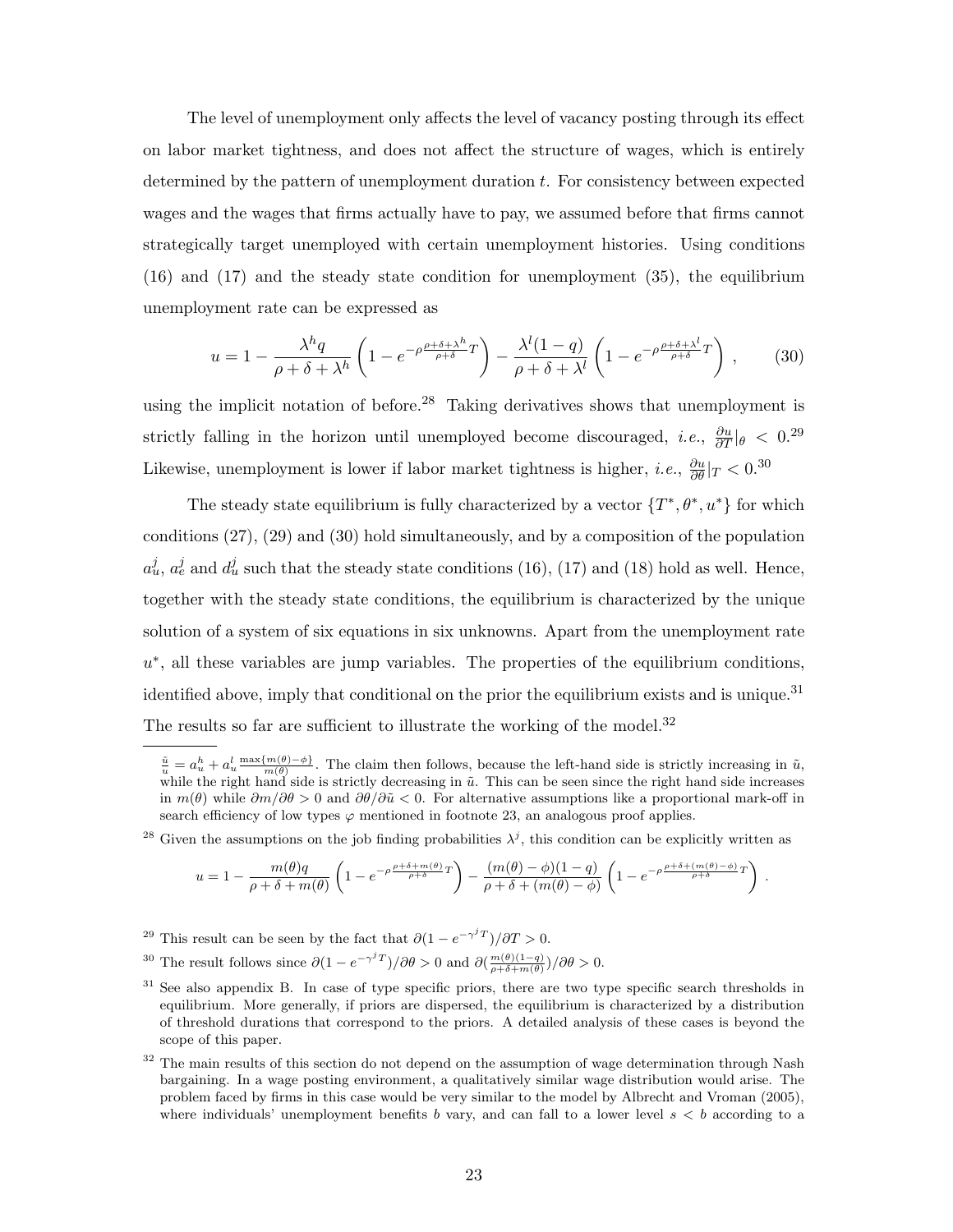The level of unemployment only affects the level of vacancy posting through its effect on labor market tightness, and does not affect the structure of wages, which is entirely determined by the pattern of unemployment duration $t$. For consistency between expected wages and the wages that firms actually have to pay, we assumed before that firms cannot strategically target unemployed with certain unemployment histories. Using conditions (16) and (17) and the steady state condition for unemployment (35), the equilibrium unemployment rate can be expressed as

$$u = 1 - \frac{\lambda^h q}{\rho + \delta + \lambda^h}\left(1 - e^{-\rho\frac{\rho+\delta+\lambda^h}{\rho+\delta}T}\right) - \frac{\lambda^l(1-q)}{\rho + \delta + \lambda^l}\left(1 - e^{-\rho\frac{\rho+\delta+\lambda^l}{\rho+\delta}T}\right), \qquad (30)$$

using the implicit notation of before.[28] Taking derivatives shows that unemployment is strictly falling in the horizon until unemployed become discouraged, *i.e.*, $\frac{\partial u}{\partial T}|_\theta < 0$.[29] Likewise, unemployment is lower if labor market tightness is higher, *i.e.*, $\frac{\partial u}{\partial \theta}|_T < 0$.[30]

The steady state equilibrium is fully characterized by a vector $\{T^*, \theta^*, u^*\}$ for which conditions (27), (29) and (30) hold simultaneously, and by a composition of the population $a_u^j$, $a_e^j$ and $d_u^j$ such that the steady state conditions (16), (17) and (18) hold as well. Hence, together with the steady state conditions, the equilibrium is characterized by the unique solution of a system of six equations in six unknowns. Apart from the unemployment rate $u^*$, all these variables are jump variables. The properties of the equilibrium conditions, identified above, imply that conditional on the prior the equilibrium exists and is unique.[31] The results so far are sufficient to illustrate the working of the model.[32]

---

$\frac{\tilde{u}}{u} = a_u^h + a_u^l \frac{\max\{m(\theta)-\phi\}}{m(\theta)}$. The claim then follows, because the left-hand side is strictly increasing in $\tilde{u}$, while the right hand side is strictly decreasing in $\tilde{u}$. This can be seen since the right hand side increases in $m(\theta)$ while $\partial m/\partial\theta > 0$ and $\partial\theta/\partial\tilde{u} < 0$. For alternative assumptions like a proportional mark-off in search efficiency of low types $\varphi$ mentioned in footnote 23, an analogous proof applies.

[28] Given the assumptions on the job finding probabilities $\lambda^j$, this condition can be explicitly written as

$$u = 1 - \frac{m(\theta)q}{\rho + \delta + m(\theta)}\left(1 - e^{-\rho\frac{\rho+\delta+m(\theta)}{\rho+\delta}T}\right) - \frac{(m(\theta)-\phi)(1-q)}{\rho + \delta + (m(\theta)-\phi)}\left(1 - e^{-\rho\frac{\rho+\delta+(m(\theta)-\phi)}{\rho+\delta}T}\right).$$

[29] This result can be seen by the fact that $\partial(1 - e^{-\gamma^j T})/\partial T > 0$.

[30] The result follows since $\partial(1 - e^{-\gamma^j T})/\partial\theta > 0$ and $\partial(\frac{m(\theta)(1-q)}{\rho+\delta+m(\theta)})/\partial\theta > 0$.

[31] See also appendix B. In case of type specific priors, there are two type specific search thresholds in equilibrium. More generally, if priors are dispersed, the equilibrium is characterized by a distribution of threshold durations that correspond to the priors. A detailed analysis of these cases is beyond the scope of this paper.

[32] The main results of this section do not depend on the assumption of wage determination through Nash bargaining. In a wage posting environment, a qualitatively similar wage distribution would arise. The problem faced by firms in this case would be very similar to the model by Albrecht and Vroman (2005), where individuals' unemployment benefits $b$ vary, and can fall to a lower level $s < b$ according to a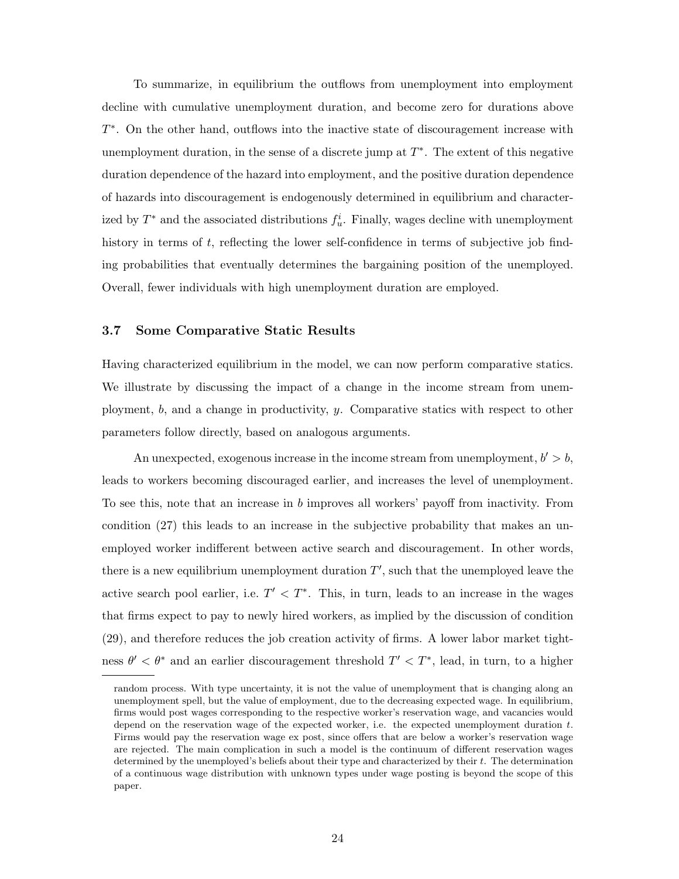To summarize, in equilibrium the outflows from unemployment into employment decline with cumulative unemployment duration, and become zero for durations above $T^*$. On the other hand, outflows into the inactive state of discouragement increase with unemployment duration, in the sense of a discrete jump at $T^*$. The extent of this negative duration dependence of the hazard into employment, and the positive duration dependence of hazards into discouragement is endogenously determined in equilibrium and characterized by $T^*$ and the associated distributions $f_u^i$. Finally, wages decline with unemployment history in terms of $t$, reflecting the lower self-confidence in terms of subjective job finding probabilities that eventually determines the bargaining position of the unemployed. Overall, fewer individuals with high unemployment duration are employed.

### 3.7 Some Comparative Static Results

Having characterized equilibrium in the model, we can now perform comparative statics. We illustrate by discussing the impact of a change in the income stream from unemployment, $b$, and a change in productivity, $y$. Comparative statics with respect to other parameters follow directly, based on analogous arguments.

An unexpected, exogenous increase in the income stream from unemployment, $b' > b$, leads to workers becoming discouraged earlier, and increases the level of unemployment. To see this, note that an increase in $b$ improves all workers' payoff from inactivity. From condition (27) this leads to an increase in the subjective probability that makes an unemployed worker indifferent between active search and discouragement. In other words, there is a new equilibrium unemployment duration $T'$, such that the unemployed leave the active search pool earlier, i.e. $T' < T^*$. This, in turn, leads to an increase in the wages that firms expect to pay to newly hired workers, as implied by the discussion of condition (29), and therefore reduces the job creation activity of firms. A lower labor market tightness $\theta' < \theta^*$ and an earlier discouragement threshold $T' < T^*$, lead, in turn, to a higher

random process. With type uncertainty, it is not the value of unemployment that is changing along an unemployment spell, but the value of employment, due to the decreasing expected wage. In equilibrium, firms would post wages corresponding to the respective worker's reservation wage, and vacancies would depend on the reservation wage of the expected worker, i.e. the expected unemployment duration $t$. Firms would pay the reservation wage ex post, since offers that are below a worker's reservation wage are rejected. The main complication in such a model is the continuum of different reservation wages determined by the unemployed's beliefs about their type and characterized by their $t$. The determination of a continuous wage distribution with unknown types under wage posting is beyond the scope of this paper.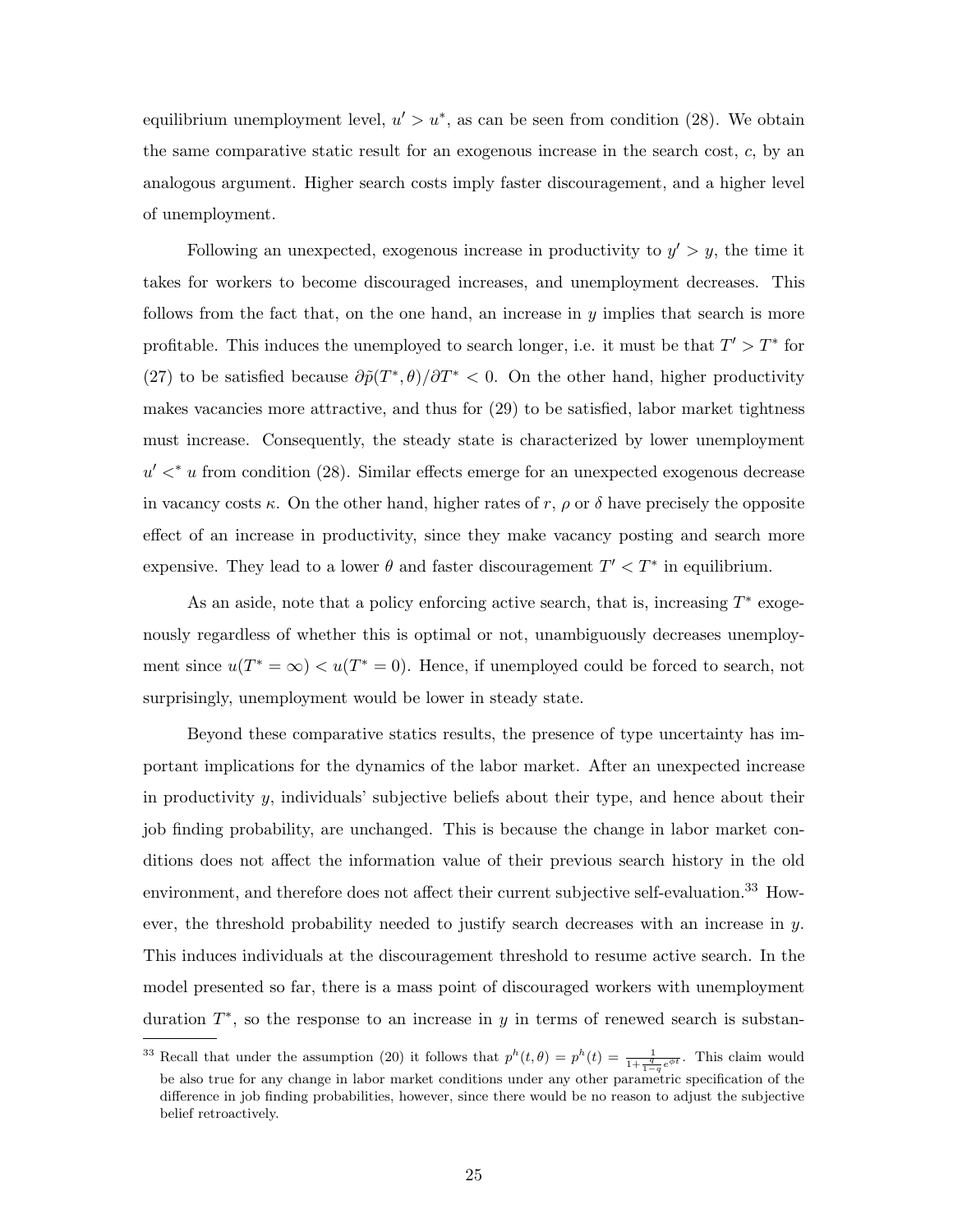equilibrium unemployment level, $u' > u^*$, as can be seen from condition (28). We obtain the same comparative static result for an exogenous increase in the search cost, $c$, by an analogous argument. Higher search costs imply faster discouragement, and a higher level of unemployment.

Following an unexpected, exogenous increase in productivity to $y' > y$, the time it takes for workers to become discouraged increases, and unemployment decreases. This follows from the fact that, on the one hand, an increase in $y$ implies that search is more profitable. This induces the unemployed to search longer, i.e. it must be that $T' > T^*$ for (27) to be satisfied because $\partial\tilde{p}(T^*, \theta)/\partial T^* < 0$. On the other hand, higher productivity makes vacancies more attractive, and thus for (29) to be satisfied, labor market tightness must increase. Consequently, the steady state is characterized by lower unemployment $u' <^* u$ from condition (28). Similar effects emerge for an unexpected exogenous decrease in vacancy costs $\kappa$. On the other hand, higher rates of $r$, $\rho$ or $\delta$ have precisely the opposite effect of an increase in productivity, since they make vacancy posting and search more expensive. They lead to a lower $\theta$ and faster discouragement $T' < T^*$ in equilibrium.

As an aside, note that a policy enforcing active search, that is, increasing $T^*$ exogenously regardless of whether this is optimal or not, unambiguously decreases unemployment since $u(T^* = \infty) < u(T^* = 0)$. Hence, if unemployed could be forced to search, not surprisingly, unemployment would be lower in steady state.

Beyond these comparative statics results, the presence of type uncertainty has important implications for the dynamics of the labor market. After an unexpected increase in productivity $y$, individuals' subjective beliefs about their type, and hence about their job finding probability, are unchanged. This is because the change in labor market conditions does not affect the information value of their previous search history in the old environment, and therefore does not affect their current subjective self-evaluation.[33] However, the threshold probability needed to justify search decreases with an increase in $y$. This induces individuals at the discouragement threshold to resume active search. In the model presented so far, there is a mass point of discouraged workers with unemployment duration $T^*$, so the response to an increase in $y$ in terms of renewed search is substan-

[33] Recall that under the assumption (20) it follows that $p^h(t, \theta) = p^h(t) = \frac{1}{1+\frac{q}{1-q}e^{\phi t}}$. This claim would be also true for any change in labor market conditions under any other parametric specification of the difference in job finding probabilities, however, since there would be no reason to adjust the subjective belief retroactively.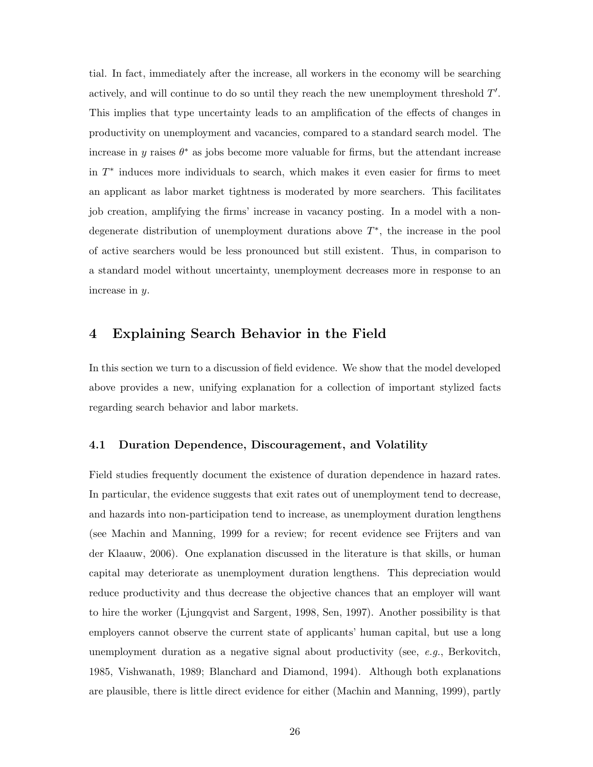tial. In fact, immediately after the increase, all workers in the economy will be searching actively, and will continue to do so until they reach the new unemployment threshold $T'$. This implies that type uncertainty leads to an amplification of the effects of changes in productivity on unemployment and vacancies, compared to a standard search model. The increase in $y$ raises $\theta^*$ as jobs become more valuable for firms, but the attendant increase in $T^*$ induces more individuals to search, which makes it even easier for firms to meet an applicant as labor market tightness is moderated by more searchers. This facilitates job creation, amplifying the firms' increase in vacancy posting. In a model with a non-degenerate distribution of unemployment durations above $T^*$, the increase in the pool of active searchers would be less pronounced but still existent. Thus, in comparison to a standard model without uncertainty, unemployment decreases more in response to an increase in $y$.

## 4 Explaining Search Behavior in the Field

In this section we turn to a discussion of field evidence. We show that the model developed above provides a new, unifying explanation for a collection of important stylized facts regarding search behavior and labor markets.

### 4.1 Duration Dependence, Discouragement, and Volatility

Field studies frequently document the existence of duration dependence in hazard rates. In particular, the evidence suggests that exit rates out of unemployment tend to decrease, and hazards into non-participation tend to increase, as unemployment duration lengthens (see Machin and Manning, 1999 for a review; for recent evidence see Frijters and van der Klaauw, 2006). One explanation discussed in the literature is that skills, or human capital may deteriorate as unemployment duration lengthens. This depreciation would reduce productivity and thus decrease the objective chances that an employer will want to hire the worker (Ljungqvist and Sargent, 1998, Sen, 1997). Another possibility is that employers cannot observe the current state of applicants' human capital, but use a long unemployment duration as a negative signal about productivity (see, *e.g.*, Berkovitch, 1985, Vishwanath, 1989; Blanchard and Diamond, 1994). Although both explanations are plausible, there is little direct evidence for either (Machin and Manning, 1999), partly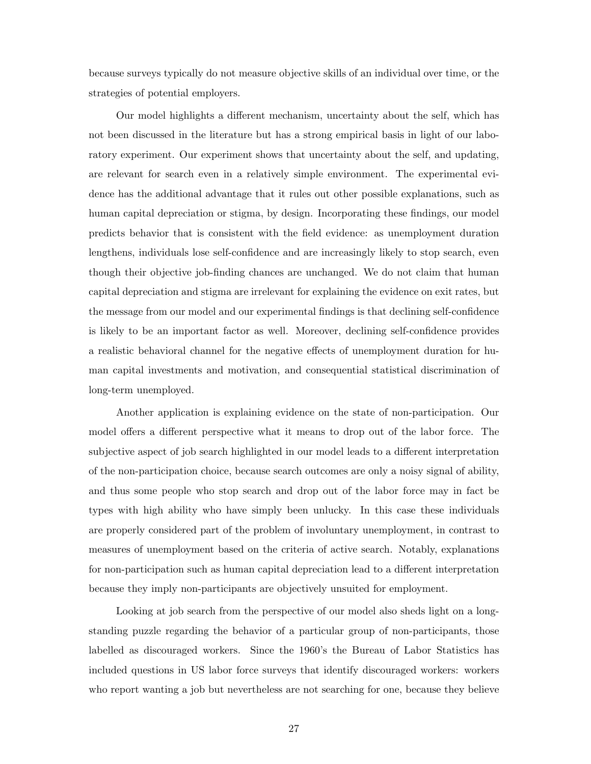because surveys typically do not measure objective skills of an individual over time, or the strategies of potential employers.

Our model highlights a different mechanism, uncertainty about the self, which has not been discussed in the literature but has a strong empirical basis in light of our laboratory experiment. Our experiment shows that uncertainty about the self, and updating, are relevant for search even in a relatively simple environment. The experimental evidence has the additional advantage that it rules out other possible explanations, such as human capital depreciation or stigma, by design. Incorporating these findings, our model predicts behavior that is consistent with the field evidence: as unemployment duration lengthens, individuals lose self-confidence and are increasingly likely to stop search, even though their objective job-finding chances are unchanged. We do not claim that human capital depreciation and stigma are irrelevant for explaining the evidence on exit rates, but the message from our model and our experimental findings is that declining self-confidence is likely to be an important factor as well. Moreover, declining self-confidence provides a realistic behavioral channel for the negative effects of unemployment duration for human capital investments and motivation, and consequential statistical discrimination of long-term unemployed.

Another application is explaining evidence on the state of non-participation. Our model offers a different perspective what it means to drop out of the labor force. The subjective aspect of job search highlighted in our model leads to a different interpretation of the non-participation choice, because search outcomes are only a noisy signal of ability, and thus some people who stop search and drop out of the labor force may in fact be types with high ability who have simply been unlucky. In this case these individuals are properly considered part of the problem of involuntary unemployment, in contrast to measures of unemployment based on the criteria of active search. Notably, explanations for non-participation such as human capital depreciation lead to a different interpretation because they imply non-participants are objectively unsuited for employment.

Looking at job search from the perspective of our model also sheds light on a long-standing puzzle regarding the behavior of a particular group of non-participants, those labelled as discouraged workers. Since the 1960's the Bureau of Labor Statistics has included questions in US labor force surveys that identify discouraged workers: workers who report wanting a job but nevertheless are not searching for one, because they believe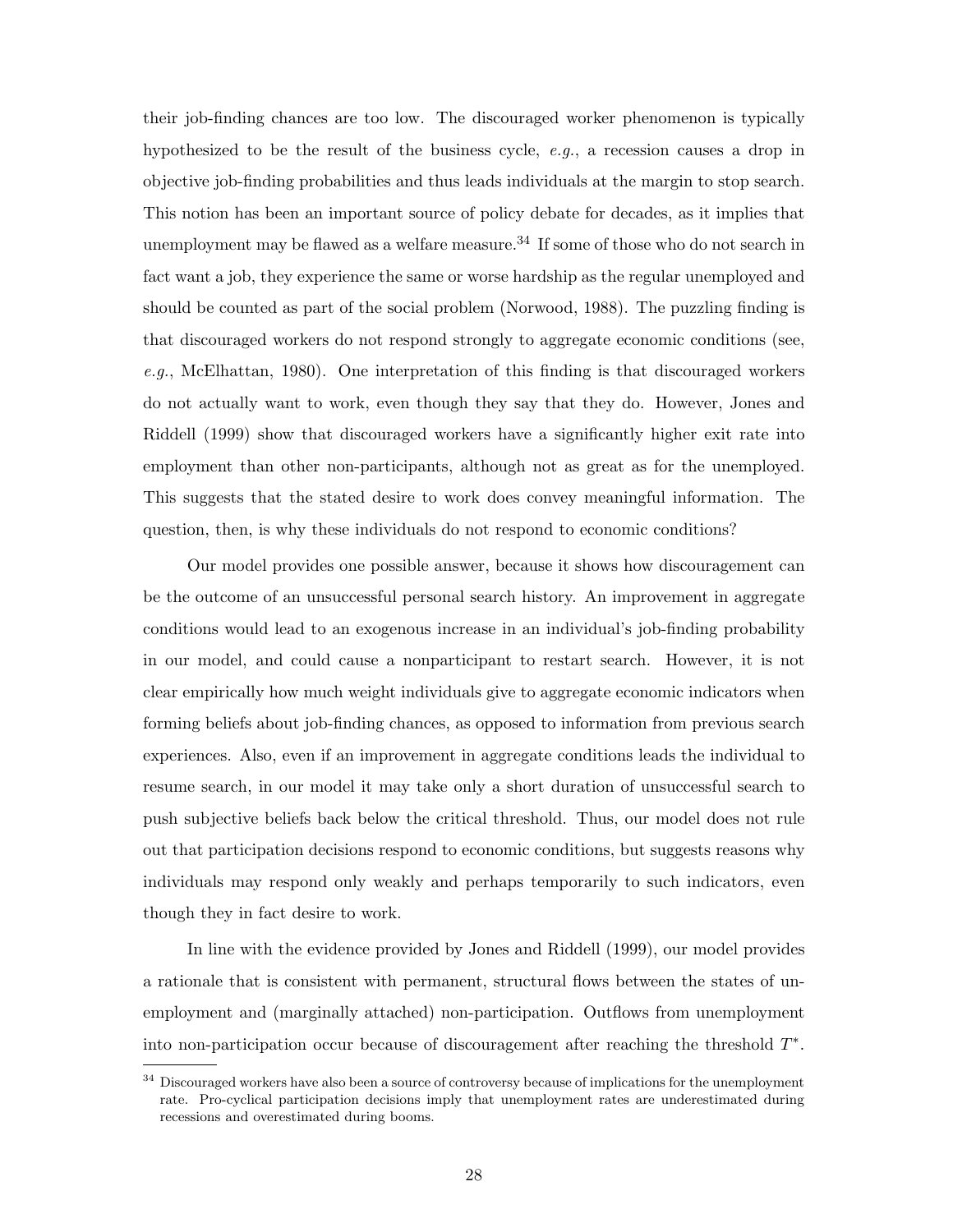their job-finding chances are too low. The discouraged worker phenomenon is typically hypothesized to be the result of the business cycle, *e.g.*, a recession causes a drop in objective job-finding probabilities and thus leads individuals at the margin to stop search. This notion has been an important source of policy debate for decades, as it implies that unemployment may be flawed as a welfare measure.[34] If some of those who do not search in fact want a job, they experience the same or worse hardship as the regular unemployed and should be counted as part of the social problem (Norwood, 1988). The puzzling finding is that discouraged workers do not respond strongly to aggregate economic conditions (see, *e.g.*, McElhattan, 1980). One interpretation of this finding is that discouraged workers do not actually want to work, even though they say that they do. However, Jones and Riddell (1999) show that discouraged workers have a significantly higher exit rate into employment than other non-participants, although not as great as for the unemployed. This suggests that the stated desire to work does convey meaningful information. The question, then, is why these individuals do not respond to economic conditions?

Our model provides one possible answer, because it shows how discouragement can be the outcome of an unsuccessful personal search history. An improvement in aggregate conditions would lead to an exogenous increase in an individual's job-finding probability in our model, and could cause a nonparticipant to restart search. However, it is not clear empirically how much weight individuals give to aggregate economic indicators when forming beliefs about job-finding chances, as opposed to information from previous search experiences. Also, even if an improvement in aggregate conditions leads the individual to resume search, in our model it may take only a short duration of unsuccessful search to push subjective beliefs back below the critical threshold. Thus, our model does not rule out that participation decisions respond to economic conditions, but suggests reasons why individuals may respond only weakly and perhaps temporarily to such indicators, even though they in fact desire to work.

In line with the evidence provided by Jones and Riddell (1999), our model provides a rationale that is consistent with permanent, structural flows between the states of unemployment and (marginally attached) non-participation. Outflows from unemployment into non-participation occur because of discouragement after reaching the threshold $T^*$.

[34] Discouraged workers have also been a source of controversy because of implications for the unemployment rate. Pro-cyclical participation decisions imply that unemployment rates are underestimated during recessions and overestimated during booms.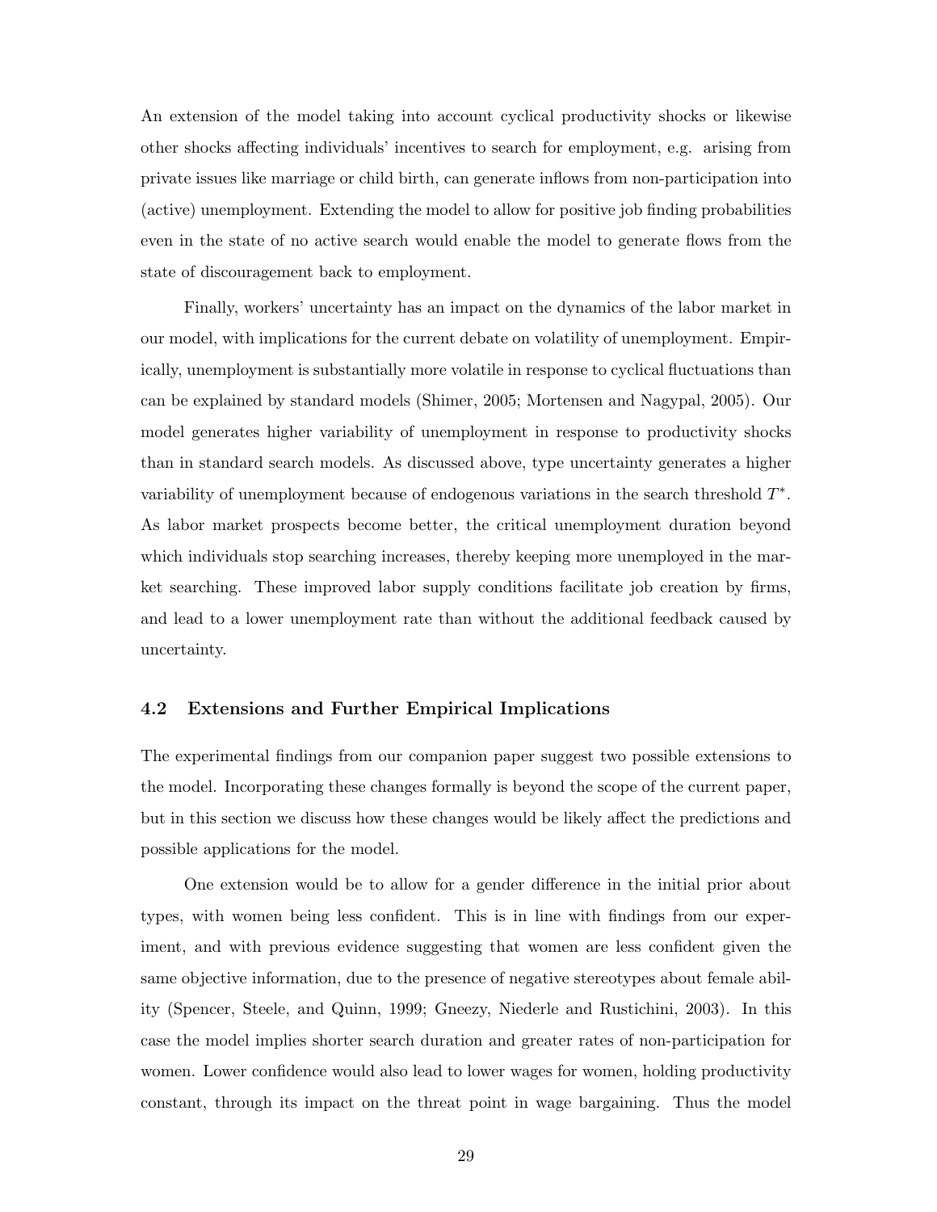An extension of the model taking into account cyclical productivity shocks or likewise other shocks affecting individuals' incentives to search for employment, e.g. arising from private issues like marriage or child birth, can generate inflows from non-participation into (active) unemployment. Extending the model to allow for positive job finding probabilities even in the state of no active search would enable the model to generate flows from the state of discouragement back to employment.

Finally, workers' uncertainty has an impact on the dynamics of the labor market in our model, with implications for the current debate on volatility of unemployment. Empirically, unemployment is substantially more volatile in response to cyclical fluctuations than can be explained by standard models (Shimer, 2005; Mortensen and Nagypal, 2005). Our model generates higher variability of unemployment in response to productivity shocks than in standard search models. As discussed above, type uncertainty generates a higher variability of unemployment because of endogenous variations in the search threshold $T^*$. As labor market prospects become better, the critical unemployment duration beyond which individuals stop searching increases, thereby keeping more unemployed in the market searching. These improved labor supply conditions facilitate job creation by firms, and lead to a lower unemployment rate than without the additional feedback caused by uncertainty.

### 4.2 Extensions and Further Empirical Implications

The experimental findings from our companion paper suggest two possible extensions to the model. Incorporating these changes formally is beyond the scope of the current paper, but in this section we discuss how these changes would be likely affect the predictions and possible applications for the model.

One extension would be to allow for a gender difference in the initial prior about types, with women being less confident. This is in line with findings from our experiment, and with previous evidence suggesting that women are less confident given the same objective information, due to the presence of negative stereotypes about female ability (Spencer, Steele, and Quinn, 1999; Gneezy, Niederle and Rustichini, 2003). In this case the model implies shorter search duration and greater rates of non-participation for women. Lower confidence would also lead to lower wages for women, holding productivity constant, through its impact on the threat point in wage bargaining. Thus the model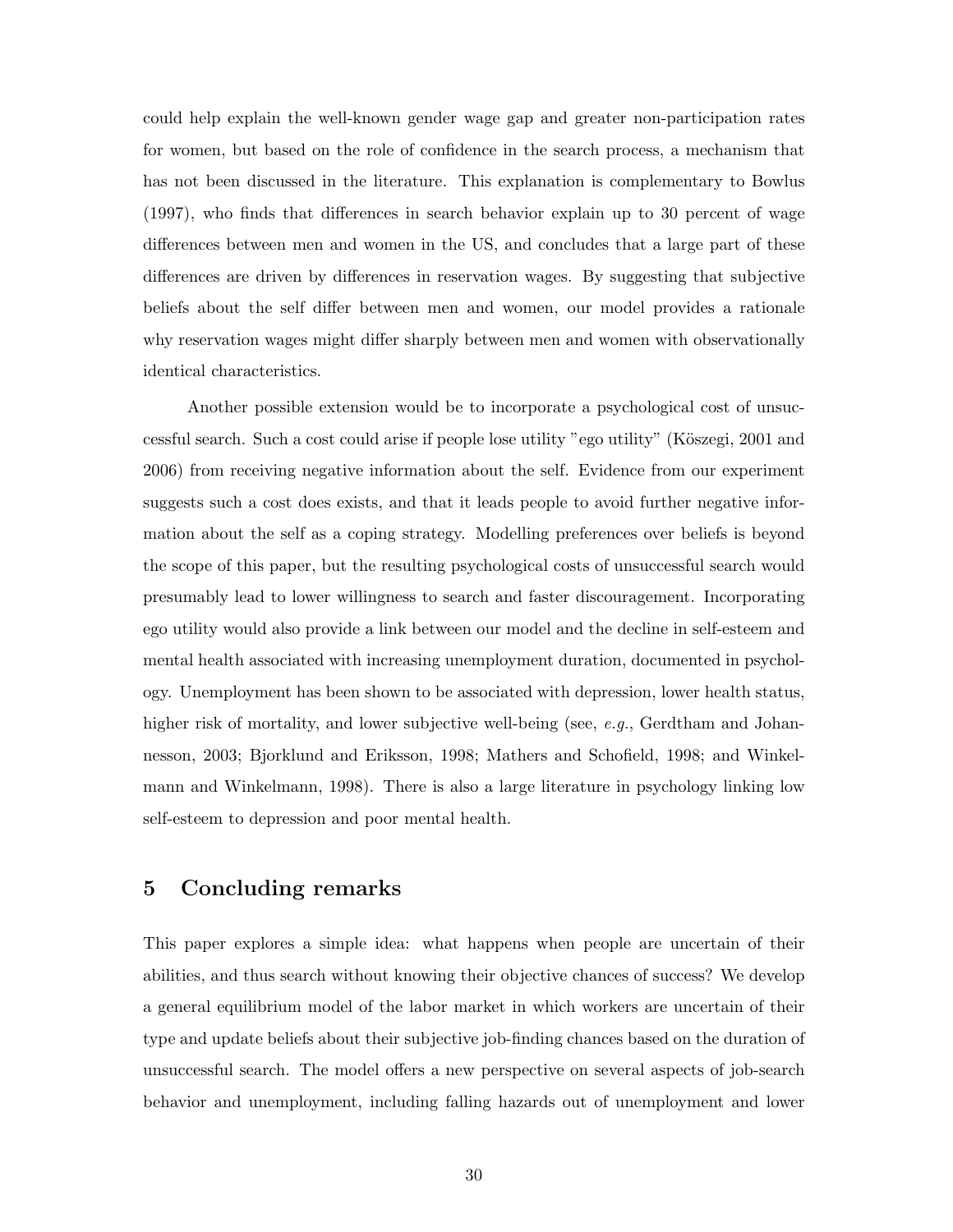could help explain the well-known gender wage gap and greater non-participation rates for women, but based on the role of confidence in the search process, a mechanism that has not been discussed in the literature. This explanation is complementary to Bowlus (1997), who finds that differences in search behavior explain up to 30 percent of wage differences between men and women in the US, and concludes that a large part of these differences are driven by differences in reservation wages. By suggesting that subjective beliefs about the self differ between men and women, our model provides a rationale why reservation wages might differ sharply between men and women with observationally identical characteristics.

Another possible extension would be to incorporate a psychological cost of unsuccessful search. Such a cost could arise if people lose utility "ego utility" (Köszegi, 2001 and 2006) from receiving negative information about the self. Evidence from our experiment suggests such a cost does exists, and that it leads people to avoid further negative information about the self as a coping strategy. Modelling preferences over beliefs is beyond the scope of this paper, but the resulting psychological costs of unsuccessful search would presumably lead to lower willingness to search and faster discouragement. Incorporating ego utility would also provide a link between our model and the decline in self-esteem and mental health associated with increasing unemployment duration, documented in psychology. Unemployment has been shown to be associated with depression, lower health status, higher risk of mortality, and lower subjective well-being (see, *e.g.*, Gerdtham and Johannesson, 2003; Bjorklund and Eriksson, 1998; Mathers and Schofield, 1998; and Winkelmann and Winkelmann, 1998). There is also a large literature in psychology linking low self-esteem to depression and poor mental health.

## 5 Concluding remarks

This paper explores a simple idea: what happens when people are uncertain of their abilities, and thus search without knowing their objective chances of success? We develop a general equilibrium model of the labor market in which workers are uncertain of their type and update beliefs about their subjective job-finding chances based on the duration of unsuccessful search. The model offers a new perspective on several aspects of job-search behavior and unemployment, including falling hazards out of unemployment and lower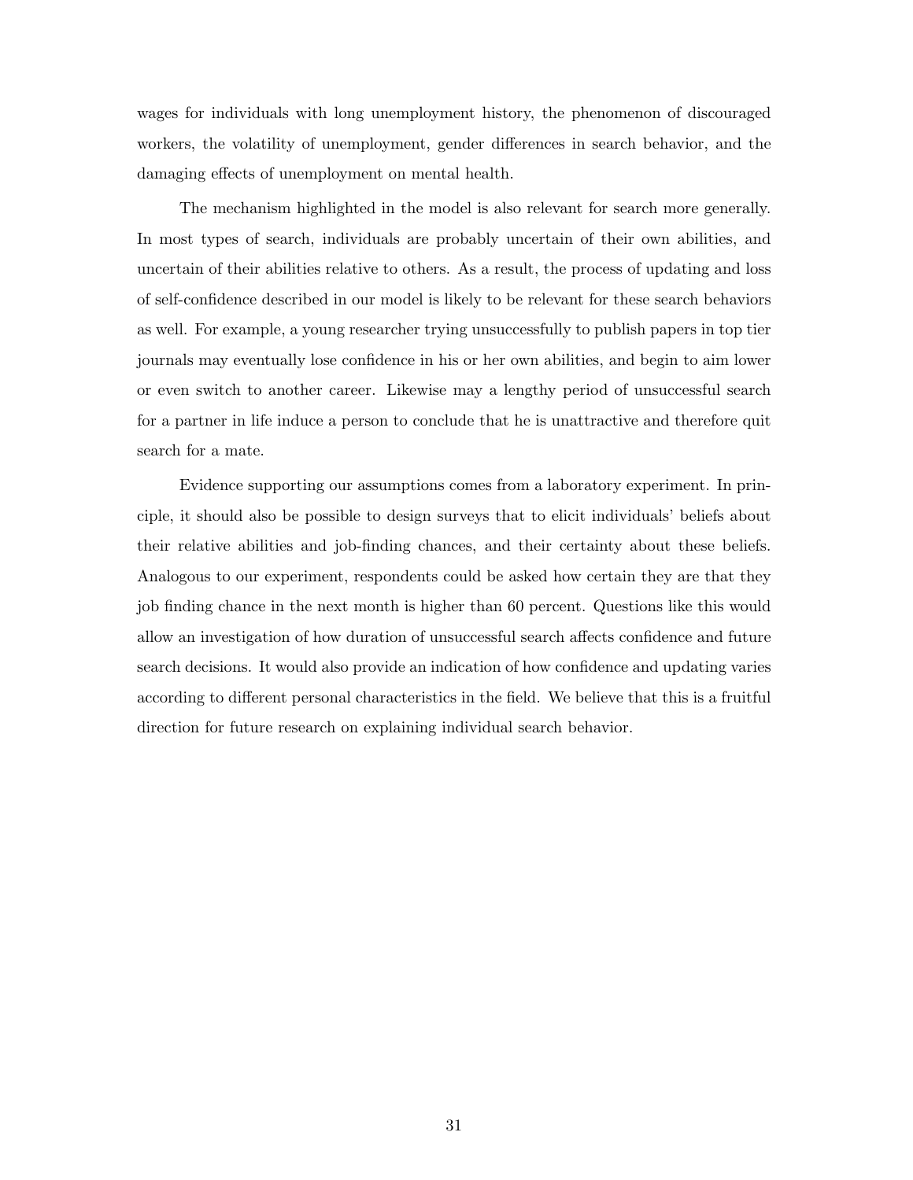wages for individuals with long unemployment history, the phenomenon of discouraged workers, the volatility of unemployment, gender differences in search behavior, and the damaging effects of unemployment on mental health.

The mechanism highlighted in the model is also relevant for search more generally. In most types of search, individuals are probably uncertain of their own abilities, and uncertain of their abilities relative to others. As a result, the process of updating and loss of self-confidence described in our model is likely to be relevant for these search behaviors as well. For example, a young researcher trying unsuccessfully to publish papers in top tier journals may eventually lose confidence in his or her own abilities, and begin to aim lower or even switch to another career. Likewise may a lengthy period of unsuccessful search for a partner in life induce a person to conclude that he is unattractive and therefore quit search for a mate.

Evidence supporting our assumptions comes from a laboratory experiment. In principle, it should also be possible to design surveys that to elicit individuals' beliefs about their relative abilities and job-finding chances, and their certainty about these beliefs. Analogous to our experiment, respondents could be asked how certain they are that they job finding chance in the next month is higher than 60 percent. Questions like this would allow an investigation of how duration of unsuccessful search affects confidence and future search decisions. It would also provide an indication of how confidence and updating varies according to different personal characteristics in the field. We believe that this is a fruitful direction for future research on explaining individual search behavior.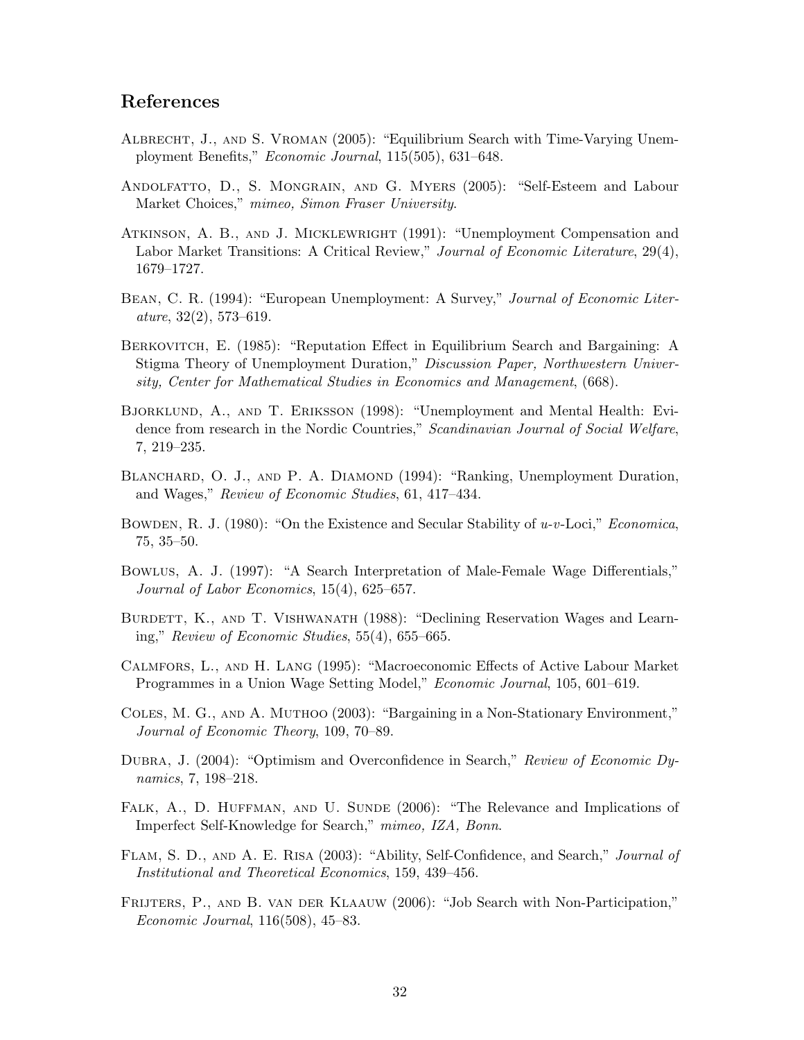## References

Albrecht, J., and S. Vroman (2005): "Equilibrium Search with Time-Varying Unemployment Benefits," *Economic Journal*, 115(505), 631–648.

Andolfatto, D., S. Mongrain, and G. Myers (2005): "Self-Esteem and Labour Market Choices," *mimeo, Simon Fraser University*.

Atkinson, A. B., and J. Micklewright (1991): "Unemployment Compensation and Labor Market Transitions: A Critical Review," *Journal of Economic Literature*, 29(4), 1679–1727.

Bean, C. R. (1994): "European Unemployment: A Survey," *Journal of Economic Literature*, 32(2), 573–619.

Berkovitch, E. (1985): "Reputation Effect in Equilibrium Search and Bargaining: A Stigma Theory of Unemployment Duration," *Discussion Paper, Northwestern University, Center for Mathematical Studies in Economics and Management*, (668).

Bjorklund, A., and T. Eriksson (1998): "Unemployment and Mental Health: Evidence from research in the Nordic Countries," *Scandinavian Journal of Social Welfare*, 7, 219–235.

Blanchard, O. J., and P. A. Diamond (1994): "Ranking, Unemployment Duration, and Wages," *Review of Economic Studies*, 61, 417–434.

Bowden, R. J. (1980): "On the Existence and Secular Stability of $u$-$v$-Loci," *Economica*, 75, 35–50.

Bowlus, A. J. (1997): "A Search Interpretation of Male-Female Wage Differentials," *Journal of Labor Economics*, 15(4), 625–657.

Burdett, K., and T. Vishwanath (1988): "Declining Reservation Wages and Learning," *Review of Economic Studies*, 55(4), 655–665.

Calmfors, L., and H. Lang (1995): "Macroeconomic Effects of Active Labour Market Programmes in a Union Wage Setting Model," *Economic Journal*, 105, 601–619.

Coles, M. G., and A. Muthoo (2003): "Bargaining in a Non-Stationary Environment," *Journal of Economic Theory*, 109, 70–89.

Dubra, J. (2004): "Optimism and Overconfidence in Search," *Review of Economic Dynamics*, 7, 198–218.

Falk, A., D. Huffman, and U. Sunde (2006): "The Relevance and Implications of Imperfect Self-Knowledge for Search," *mimeo, IZA, Bonn*.

Flam, S. D., and A. E. Risa (2003): "Ability, Self-Confidence, and Search," *Journal of Institutional and Theoretical Economics*, 159, 439–456.

Frijters, P., and B. van der Klaauw (2006): "Job Search with Non-Participation," *Economic Journal*, 116(508), 45–83.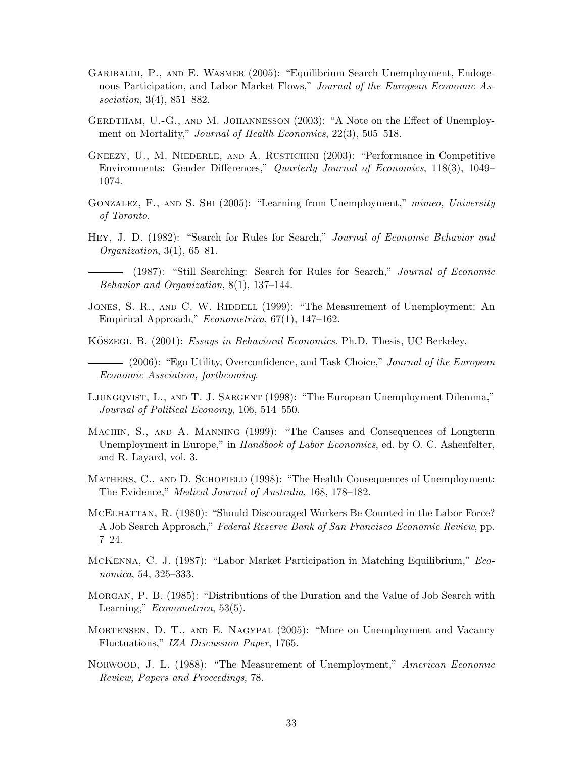Garibaldi, P., and E. Wasmer (2005): "Equilibrium Search Unemployment, Endogenous Participation, and Labor Market Flows," *Journal of the European Economic Association*, 3(4), 851–882.

Gerdtham, U.-G., and M. Johannesson (2003): "A Note on the Effect of Unemployment on Mortality," *Journal of Health Economics*, 22(3), 505–518.

Gneezy, U., M. Niederle, and A. Rustichini (2003): "Performance in Competitive Environments: Gender Differences," *Quarterly Journal of Economics*, 118(3), 1049–1074.

Gonzalez, F., and S. Shi (2005): "Learning from Unemployment," *mimeo, University of Toronto*.

Hey, J. D. (1982): "Search for Rules for Search," *Journal of Economic Behavior and Organization*, 3(1), 65–81.

——— (1987): "Still Searching: Search for Rules for Search," *Journal of Economic Behavior and Organization*, 8(1), 137–144.

Jones, S. R., and C. W. Riddell (1999): "The Measurement of Unemployment: An Empirical Approach," *Econometrica*, 67(1), 147–162.

Köszegi, B. (2001): *Essays in Behavioral Economics*. Ph.D. Thesis, UC Berkeley.

——— (2006): "Ego Utility, Overconfidence, and Task Choice," *Journal of the European Economic Assciation, forthcoming*.

Ljungqvist, L., and T. J. Sargent (1998): "The European Unemployment Dilemma," *Journal of Political Economy*, 106, 514–550.

Machin, S., and A. Manning (1999): "The Causes and Consequences of Longterm Unemployment in Europe," in *Handbook of Labor Economics*, ed. by O. C. Ashenfelter, and R. Layard, vol. 3.

Mathers, C., and D. Schofield (1998): "The Health Consequences of Unemployment: The Evidence," *Medical Journal of Australia*, 168, 178–182.

McElhattan, R. (1980): "Should Discouraged Workers Be Counted in the Labor Force? A Job Search Approach," *Federal Reserve Bank of San Francisco Economic Review*, pp. 7–24.

McKenna, C. J. (1987): "Labor Market Participation in Matching Equilibrium," *Economica*, 54, 325–333.

Morgan, P. B. (1985): "Distributions of the Duration and the Value of Job Search with Learning," *Econometrica*, 53(5).

Mortensen, D. T., and E. Nagypal (2005): "More on Unemployment and Vacancy Fluctuations," *IZA Discussion Paper*, 1765.

Norwood, J. L. (1988): "The Measurement of Unemployment," *American Economic Review, Papers and Proceedings*, 78.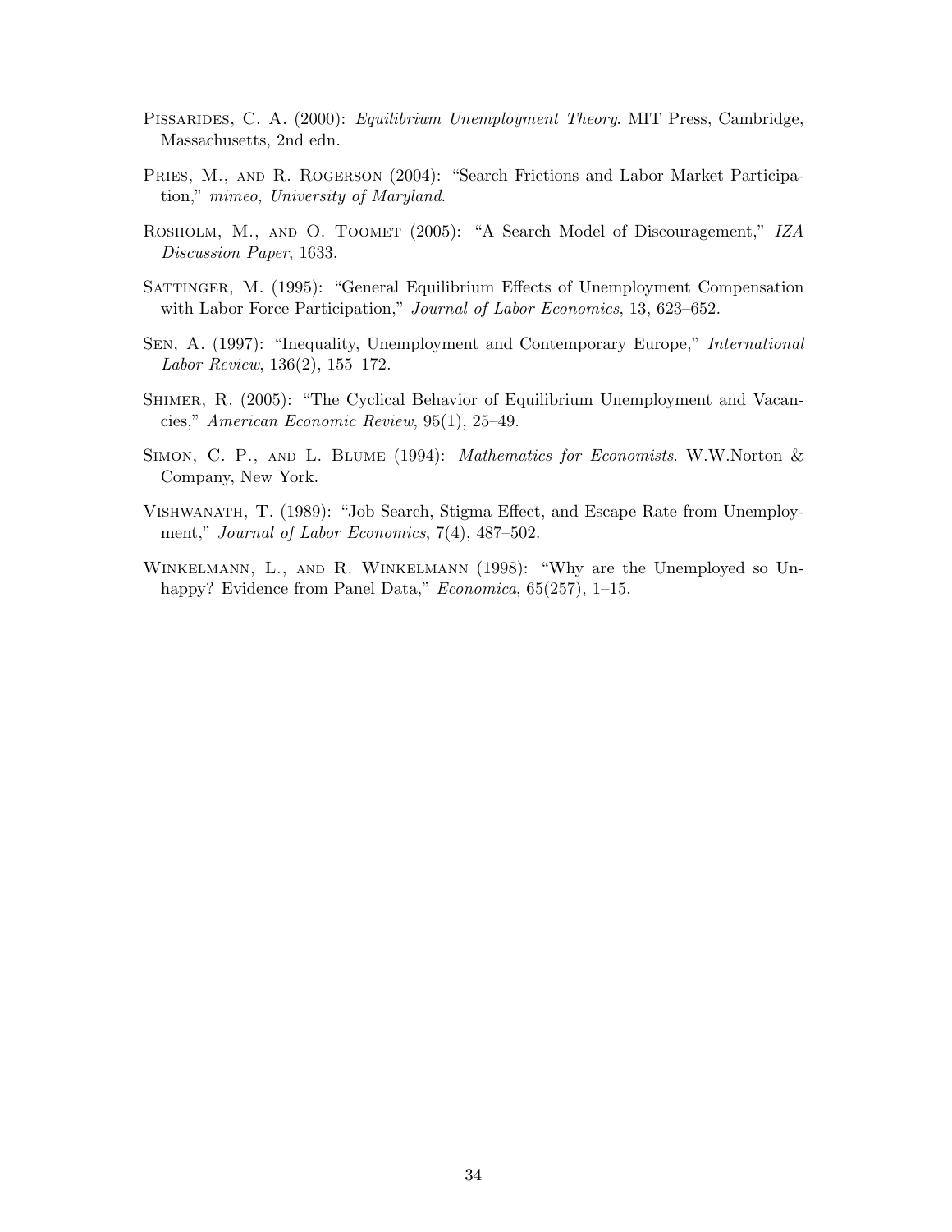Pissarides, C. A. (2000): *Equilibrium Unemployment Theory*. MIT Press, Cambridge, Massachusetts, 2nd edn.

Pries, M., and R. Rogerson (2004): "Search Frictions and Labor Market Participation," *mimeo, University of Maryland*.

Rosholm, M., and O. Toomet (2005): "A Search Model of Discouragement," *IZA Discussion Paper*, 1633.

Sattinger, M. (1995): "General Equilibrium Effects of Unemployment Compensation with Labor Force Participation," *Journal of Labor Economics*, 13, 623–652.

Sen, A. (1997): "Inequality, Unemployment and Contemporary Europe," *International Labor Review*, 136(2), 155–172.

Shimer, R. (2005): "The Cyclical Behavior of Equilibrium Unemployment and Vacancies," *American Economic Review*, 95(1), 25–49.

Simon, C. P., and L. Blume (1994): *Mathematics for Economists*. W.W.Norton & Company, New York.

Vishwanath, T. (1989): "Job Search, Stigma Effect, and Escape Rate from Unemployment," *Journal of Labor Economics*, 7(4), 487–502.

Winkelmann, L., and R. Winkelmann (1998): "Why are the Unemployed so Unhappy? Evidence from Panel Data," *Economica*, 65(257), 1–15.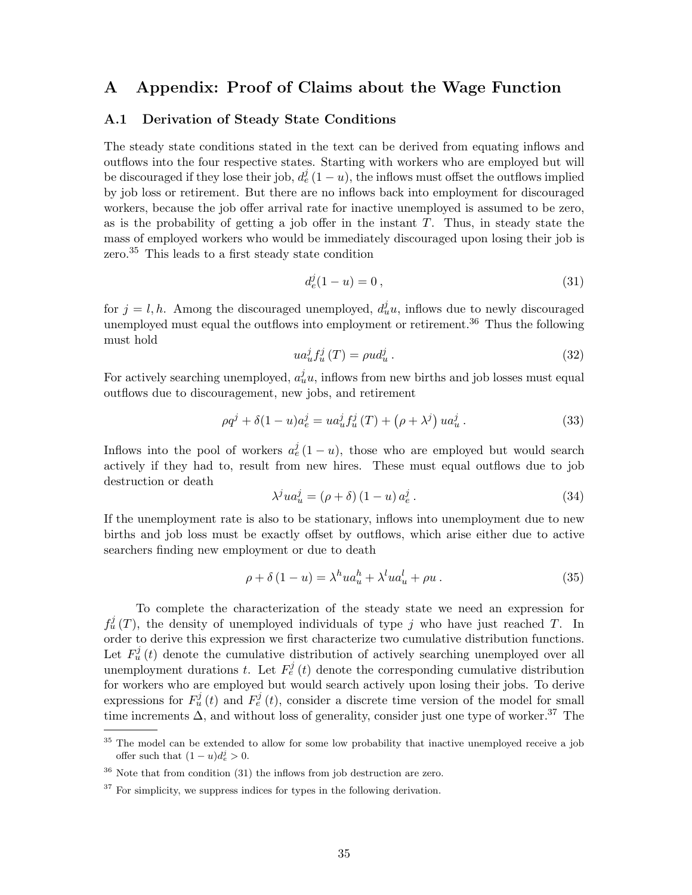# A Appendix: Proof of Claims about the Wage Function

## A.1 Derivation of Steady State Conditions

The steady state conditions stated in the text can be derived from equating inflows and outflows into the four respective states. Starting with workers who are employed but will be discouraged if they lose their job, $d_e^j(1-u)$, the inflows must offset the outflows implied by job loss or retirement. But there are no inflows back into employment for discouraged workers, because the job offer arrival rate for inactive unemployed is assumed to be zero, as is the probability of getting a job offer in the instant $T$. Thus, in steady state the mass of employed workers who would be immediately discouraged upon losing their job is zero.[35] This leads to a first steady state condition

$$d_e^j(1-u) = 0\,, \tag{31}$$

for $j = l, h$. Among the discouraged unemployed, $d_u^j u$, inflows due to newly discouraged unemployed must equal the outflows into employment or retirement.[36] Thus the following must hold

$$u a_u^j f_u^j(T) = \rho u d_u^j\,. \tag{32}$$

For actively searching unemployed, $a_u^j u$, inflows from new births and job losses must equal outflows due to discouragement, new jobs, and retirement

$$\rho q^j + \delta(1-u)a_e^j = u a_u^j f_u^j(T) + \left(\rho + \lambda^j\right) u a_u^j\,. \tag{33}$$

Inflows into the pool of workers $a_e^j(1-u)$, those who are employed but would search actively if they had to, result from new hires. These must equal outflows due to job destruction or death

$$\lambda^j u a_u^j = (\rho + \delta)(1-u)\, a_e^j\,. \tag{34}$$

If the unemployment rate is also to be stationary, inflows into unemployment due to new births and job loss must be exactly offset by outflows, which arise either due to active searchers finding new employment or due to death

$$\rho + \delta(1-u) = \lambda^h u a_u^h + \lambda^l u a_u^l + \rho u\,. \tag{35}$$

To complete the characterization of the steady state we need an expression for $f_u^j(T)$, the density of unemployed individuals of type $j$ who have just reached $T$. In order to derive this expression we first characterize two cumulative distribution functions. Let $F_u^j(t)$ denote the cumulative distribution of actively searching unemployed over all unemployment durations $t$. Let $F_e^j(t)$ denote the corresponding cumulative distribution for workers who are employed but would search actively upon losing their jobs. To derive expressions for $F_u^j(t)$ and $F_e^j(t)$, consider a discrete time version of the model for small time increments $\Delta$, and without loss of generality, consider just one type of worker.[37] The

---

[35] The model can be extended to allow for some low probability that inactive unemployed receive a job offer such that $(1-u)d_e^j > 0$.

[36] Note that from condition (31) the inflows from job destruction are zero.

[37] For simplicity, we suppress indices for types in the following derivation.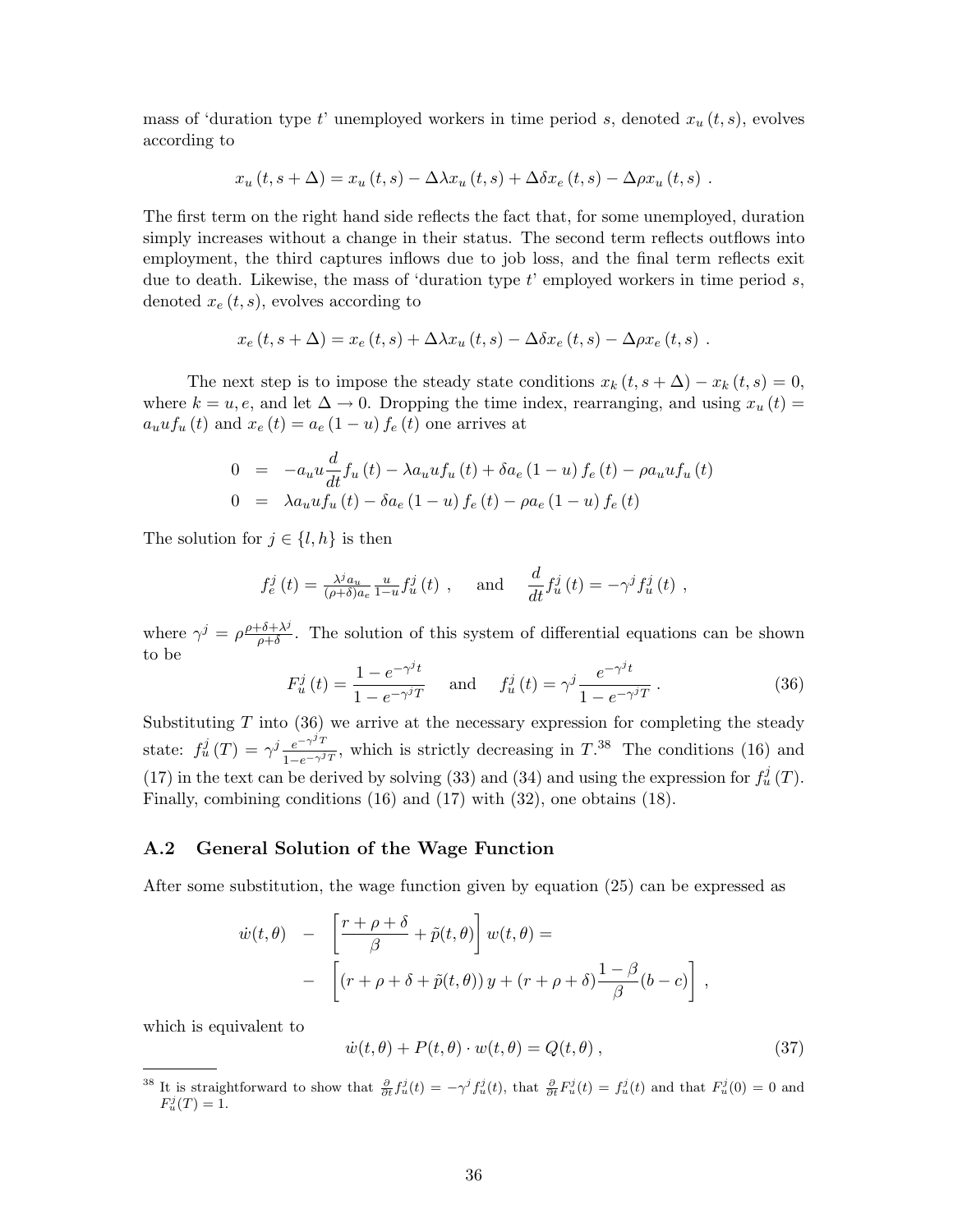mass of 'duration type $t$' unemployed workers in time period $s$, denoted $x_u(t,s)$, evolves according to

$$x_u(t, s+\Delta) = x_u(t,s) - \Delta\lambda x_u(t,s) + \Delta\delta x_e(t,s) - \Delta\rho x_u(t,s) \ .$$

The first term on the right hand side reflects the fact that, for some unemployed, duration simply increases without a change in their status. The second term reflects outflows into employment, the third captures inflows due to job loss, and the final term reflects exit due to death. Likewise, the mass of 'duration type $t$' employed workers in time period $s$, denoted $x_e(t,s)$, evolves according to

$$x_e(t, s+\Delta) = x_e(t,s) + \Delta\lambda x_u(t,s) - \Delta\delta x_e(t,s) - \Delta\rho x_e(t,s) \ .$$

The next step is to impose the steady state conditions $x_k(t, s+\Delta) - x_k(t,s) = 0$, where $k = u, e$, and let $\Delta \to 0$. Dropping the time index, rearranging, and using $x_u(t) = a_u u f_u(t)$ and $x_e(t) = a_e(1-u) f_e(t)$ one arrives at

$$
\begin{aligned}
0 &= -a_u u \frac{d}{dt} f_u(t) - \lambda a_u u f_u(t) + \delta a_e (1-u) f_e(t) - \rho a_u u f_u(t) \\
0 &= \lambda a_u u f_u(t) - \delta a_e (1-u) f_e(t) - \rho a_e (1-u) f_e(t)
\end{aligned}
$$

The solution for $j \in \{l, h\}$ is then

$$f_e^j(t) = \tfrac{\lambda^j a_u}{(\rho+\delta) a_e} \tfrac{u}{1-u} f_u^j(t) \ , \quad \text{and} \quad \frac{d}{dt} f_u^j(t) = -\gamma^j f_u^j(t) \ ,$$

where $\gamma^j = \rho \frac{\rho+\delta+\lambda^j}{\rho+\delta}$. The solution of this system of differential equations can be shown to be

$$F_u^j(t) = \frac{1 - e^{-\gamma^j t}}{1 - e^{-\gamma^j T}} \quad \text{and} \quad f_u^j(t) = \gamma^j \frac{e^{-\gamma^j t}}{1 - e^{-\gamma^j T}} \ . \tag{36}$$

Substituting $T$ into (36) we arrive at the necessary expression for completing the steady state: $f_u^j(T) = \gamma^j \frac{e^{-\gamma^j T}}{1 - e^{-\gamma^j T}}$, which is strictly decreasing in $T$.[38] The conditions (16) and (17) in the text can be derived by solving (33) and (34) and using the expression for $f_u^j(T)$. Finally, combining conditions (16) and (17) with (32), one obtains (18).

## A.2 General Solution of the Wage Function

After some substitution, the wage function given by equation (25) can be expressed as

$$
\begin{aligned}
\dot{w}(t,\theta) \quad &- \quad \left[\frac{r+\rho+\delta}{\beta} + \tilde{p}(t,\theta)\right] w(t,\theta) = \\
&- \quad \left[(r+\rho+\delta+\tilde{p}(t,\theta))\, y + (r+\rho+\delta)\frac{1-\beta}{\beta}(b-c)\right] \ ,
\end{aligned}
$$

which is equivalent to

$$\dot{w}(t,\theta) + P(t,\theta) \cdot w(t,\theta) = Q(t,\theta) \ , \tag{37}$$

[38] It is straightforward to show that $\frac{\partial}{\partial t} f_u^j(t) = -\gamma^j f_u^j(t)$, that $\frac{\partial}{\partial t} F_u^j(t) = f_u^j(t)$ and that $F_u^j(0) = 0$ and $F_u^j(T) = 1$.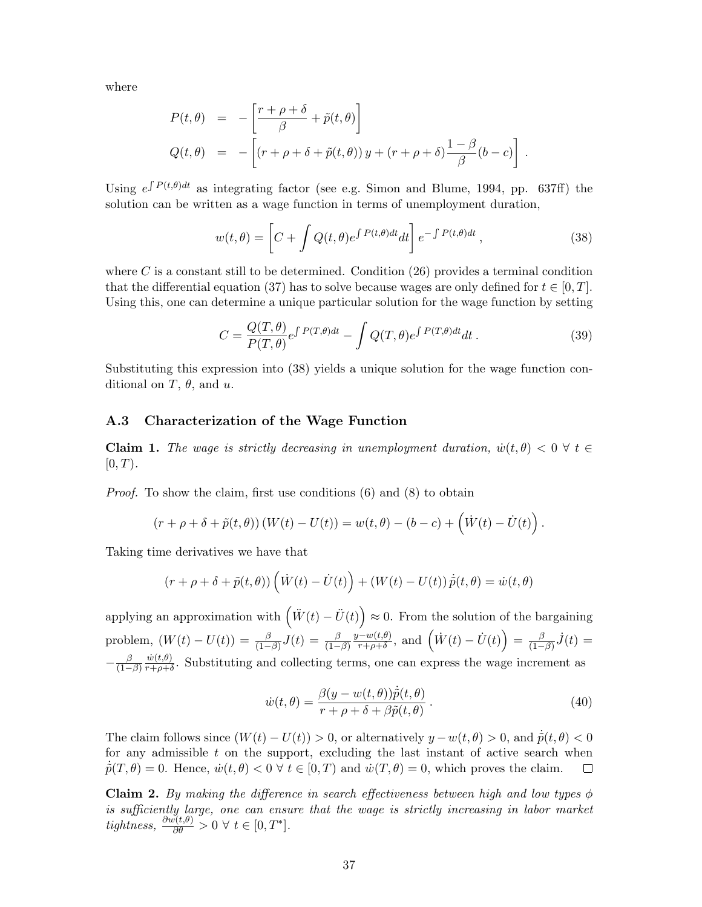where

$$
\begin{aligned}
P(t,\theta) &= -\left[\frac{r+\rho+\delta}{\beta} + \tilde{p}(t,\theta)\right] \\
Q(t,\theta) &= -\left[(r+\rho+\delta+\tilde{p}(t,\theta))\,y + (r+\rho+\delta)\frac{1-\beta}{\beta}(b-c)\right] .
\end{aligned}
$$

Using $e^{\int P(t,\theta)dt}$ as integrating factor (see e.g. Simon and Blume, 1994, pp. 637ff) the solution can be written as a wage function in terms of unemployment duration,

$$
w(t,\theta) = \left[C + \int Q(t,\theta) e^{\int P(t,\theta)dt} dt\right] e^{-\int P(t,\theta)dt} , \tag{38}
$$

where $C$ is a constant still to be determined. Condition (26) provides a terminal condition that the differential equation (37) has to solve because wages are only defined for $t \in [0, T]$. Using this, one can determine a unique particular solution for the wage function by setting

$$
C = \frac{Q(T,\theta)}{P(T,\theta)} e^{\int P(T,\theta)dt} - \int Q(T,\theta) e^{\int P(T,\theta)dt} dt . \tag{39}
$$

Substituting this expression into (38) yields a unique solution for the wage function conditional on $T$, $\theta$, and $u$.

### A.3 Characterization of the Wage Function

**Claim 1.** *The wage is strictly decreasing in unemployment duration, $\dot{w}(t,\theta) < 0 \;\forall\; t \in [0, T)$.*

*Proof.* To show the claim, first use conditions (6) and (8) to obtain

$$
(r+\rho+\delta+\tilde{p}(t,\theta))\,(W(t)-U(t)) = w(t,\theta) - (b-c) + \left(\dot{W}(t) - \dot{U}(t)\right) .
$$

Taking time derivatives we have that

$$
(r+\rho+\delta+\tilde{p}(t,\theta))\left(\dot{W}(t) - \dot{U}(t)\right) + (W(t)-U(t))\,\dot{\tilde{p}}(t,\theta) = \dot{w}(t,\theta)
$$

applying an approximation with $\left(\ddot{W}(t) - \ddot{U}(t)\right) \approx 0$. From the solution of the bargaining problem, $(W(t)-U(t)) = \frac{\beta}{(1-\beta)} J(t) = \frac{\beta}{(1-\beta)} \frac{y-w(t,\theta)}{r+\rho+\delta}$, and $\left(\dot{W}(t) - \dot{U}(t)\right) = \frac{\beta}{(1-\beta)} \dot{J}(t) = -\frac{\beta}{(1-\beta)} \frac{\dot{w}(t,\theta)}{r+\rho+\delta}$. Substituting and collecting terms, one can express the wage increment as

$$
\dot{w}(t,\theta) = \frac{\beta(y-w(t,\theta))\dot{\tilde{p}}(t,\theta)}{r+\rho+\delta+\beta\tilde{p}(t,\theta)} . \tag{40}
$$

The claim follows since $(W(t)-U(t)) > 0$, or alternatively $y - w(t,\theta) > 0$, and $\dot{\tilde{p}}(t,\theta) < 0$ for any admissible $t$ on the support, excluding the last instant of active search when $\dot{\tilde{p}}(T,\theta) = 0$. Hence, $\dot{w}(t,\theta) < 0 \;\forall\; t \in [0, T)$ and $\dot{w}(T,\theta) = 0$, which proves the claim. ☐

**Claim 2.** *By making the difference in search effectiveness between high and low types $\phi$ is sufficiently large, one can ensure that the wage is strictly increasing in labor market tightness, $\frac{\partial w(t,\theta)}{\partial \theta} > 0 \;\forall\; t \in [0, T^*]$.*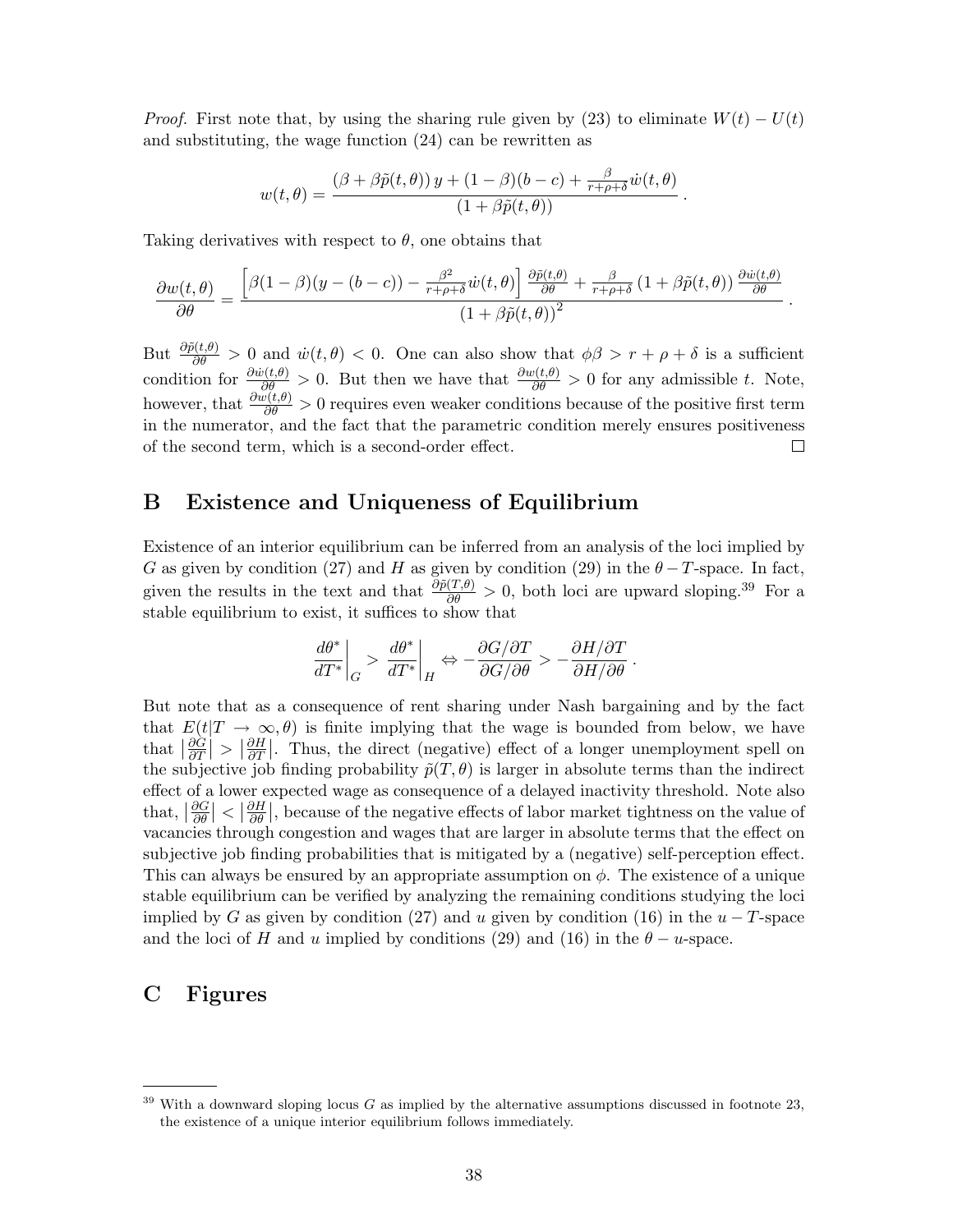*Proof.* First note that, by using the sharing rule given by (23) to eliminate $W(t) - U(t)$ and substituting, the wage function (24) can be rewritten as

$$w(t,\theta) = \frac{(\beta + \beta\tilde{p}(t,\theta))\,y + (1-\beta)(b-c) + \frac{\beta}{r+\rho+\delta}\dot{w}(t,\theta)}{(1+\beta\tilde{p}(t,\theta))}.$$

Taking derivatives with respect to $\theta$, one obtains that

$$\frac{\partial w(t,\theta)}{\partial\theta} = \frac{\left[\beta(1-\beta)(y-(b-c)) - \frac{\beta^2}{r+\rho+\delta}\dot{w}(t,\theta)\right]\frac{\partial\tilde{p}(t,\theta)}{\partial\theta} + \frac{\beta}{r+\rho+\delta}\left(1+\beta\tilde{p}(t,\theta)\right)\frac{\partial\dot{w}(t,\theta)}{\partial\theta}}{\left(1+\beta\tilde{p}(t,\theta)\right)^2}.$$

But $\frac{\partial\tilde{p}(t,\theta)}{\partial\theta} > 0$ and $\dot{w}(t,\theta) < 0$. One can also show that $\phi\beta > r+\rho+\delta$ is a sufficient condition for $\frac{\partial\dot{w}(t,\theta)}{\partial\theta} > 0$. But then we have that $\frac{\partial w(t,\theta)}{\partial\theta} > 0$ for any admissible $t$. Note, however, that $\frac{\partial w(t,\theta)}{\partial\theta} > 0$ requires even weaker conditions because of the positive first term in the numerator, and the fact that the parametric condition merely ensures positiveness of the second term, which is a second-order effect. $\square$

# B Existence and Uniqueness of Equilibrium

Existence of an interior equilibrium can be inferred from an analysis of the loci implied by $G$ as given by condition (27) and $H$ as given by condition (29) in the $\theta - T$-space. In fact, given the results in the text and that $\frac{\partial\tilde{p}(T,\theta)}{\partial\theta} > 0$, both loci are upward sloping.[39] For a stable equilibrium to exist, it suffices to show that

$$\left.\frac{d\theta^*}{dT^*}\right|_G > \left.\frac{d\theta^*}{dT^*}\right|_H \Leftrightarrow -\frac{\partial G/\partial T}{\partial G/\partial\theta} > -\frac{\partial H/\partial T}{\partial H/\partial\theta}.$$

But note that as a consequence of rent sharing under Nash bargaining and by the fact that $E(t|T\to\infty,\theta)$ is finite implying that the wage is bounded from below, we have that $\left|\frac{\partial G}{\partial T}\right| > \left|\frac{\partial H}{\partial T}\right|$. Thus, the direct (negative) effect of a longer unemployment spell on the subjective job finding probability $\tilde{p}(T,\theta)$ is larger in absolute terms than the indirect effect of a lower expected wage as consequence of a delayed inactivity threshold. Note also that, $\left|\frac{\partial G}{\partial\theta}\right| < \left|\frac{\partial H}{\partial\theta}\right|$, because of the negative effects of labor market tightness on the value of vacancies through congestion and wages that are larger in absolute terms that the effect on subjective job finding probabilities that is mitigated by a (negative) self-perception effect. This can always be ensured by an appropriate assumption on $\phi$. The existence of a unique stable equilibrium can be verified by analyzing the remaining conditions studying the loci implied by $G$ as given by condition (27) and $u$ given by condition (16) in the $u - T$-space and the loci of $H$ and $u$ implied by conditions (29) and (16) in the $\theta - u$-space.

# C Figures

[39] With a downward sloping locus $G$ as implied by the alternative assumptions discussed in footnote 23, the existence of a unique interior equilibrium follows immediately.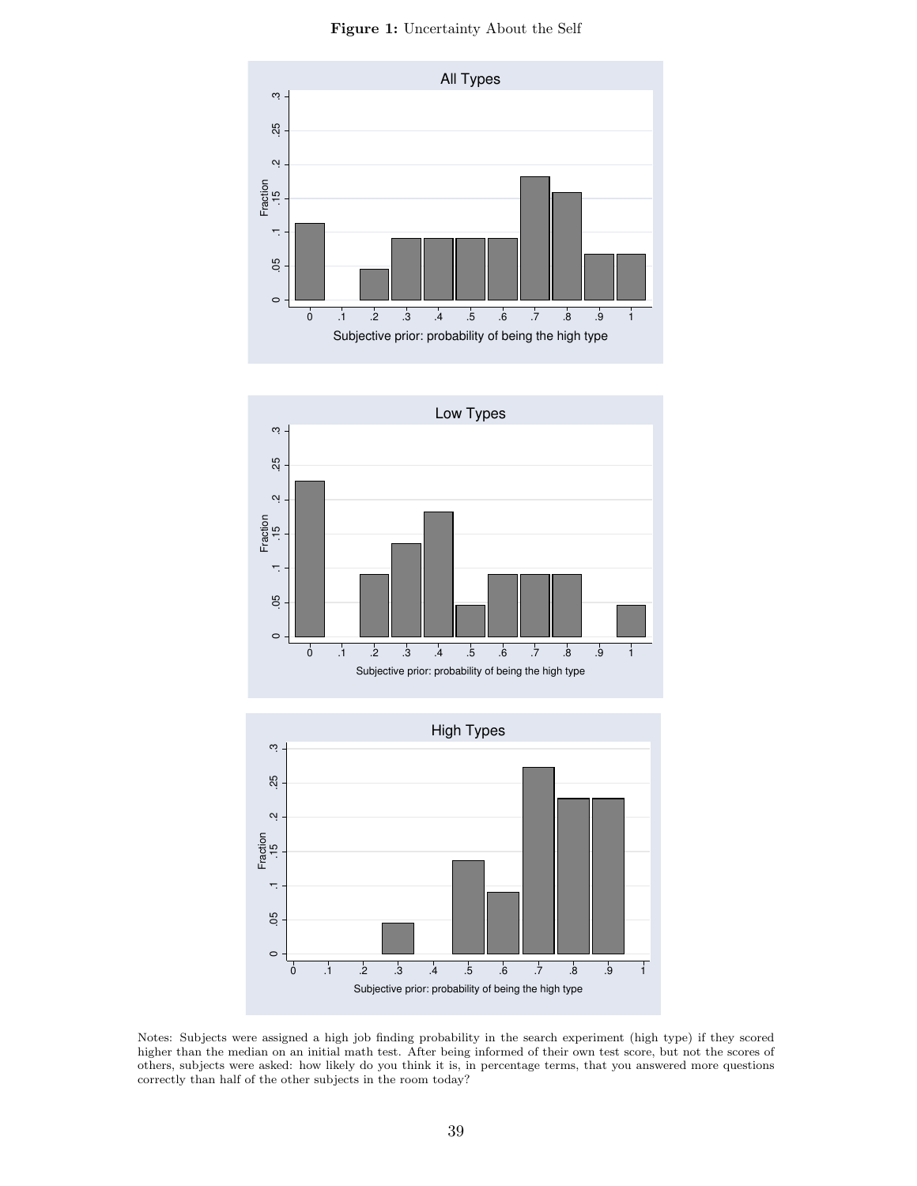**Figure 1:** Uncertainty About the Self

All Types

Fraction

0 .05 .1 .15 .2 .25 .3

0 .1 .2 .3 .4 .5 .6 .7 .8 .9 1

Subjective prior: probability of being the high type

Low Types

Fraction

0 .05 .1 .15 .2 .25 .3

0 .1 .2 .3 .4 .5 .6 .7 .8 .9 1

Subjective prior: probability of being the high type

High Types

Fraction

0 .05 .1 .15 .2 .25 .3

0 .1 .2 .3 .4 .5 .6 .7 .8 .9 1

Subjective prior: probability of being the high type

Notes: Subjects were assigned a high job finding probability in the search experiment (high type) if they scored higher than the median on an initial math test. After being informed of their own test score, but not the scores of others, subjects were asked: how likely do you think it is, in percentage terms, that you answered more questions correctly than half of the other subjects in the room today?